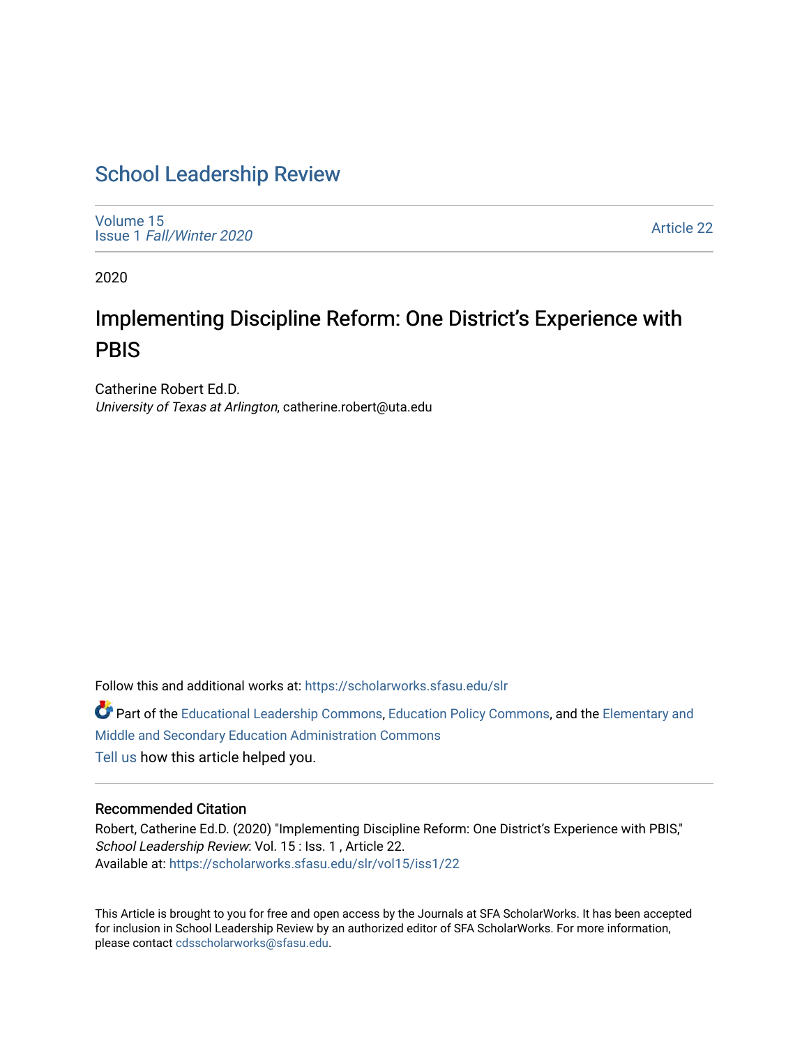# School Leadership Review

Volume 15
Issue 1 *Fall/Winter 2020*

Article 22

2020

## Implementing Discipline Reform: One District's Experience with PBIS

Catherine Robert Ed.D.
*University of Texas at Arlington*, catherine.robert@uta.edu

Follow this and additional works at: https://scholarworks.sfasu.edu/slr

Part of the Educational Leadership Commons, Education Policy Commons, and the Elementary and Middle and Secondary Education Administration Commons

Tell us how this article helped you.

### Recommended Citation

Robert, Catherine Ed.D. (2020) "Implementing Discipline Reform: One District's Experience with PBIS," *School Leadership Review*: Vol. 15 : Iss. 1 , Article 22.
Available at: https://scholarworks.sfasu.edu/slr/vol15/iss1/22

This Article is brought to you for free and open access by the Journals at SFA ScholarWorks. It has been accepted for inclusion in School Leadership Review by an authorized editor of SFA ScholarWorks. For more information, please contact cdsscholarworks@sfasu.edu.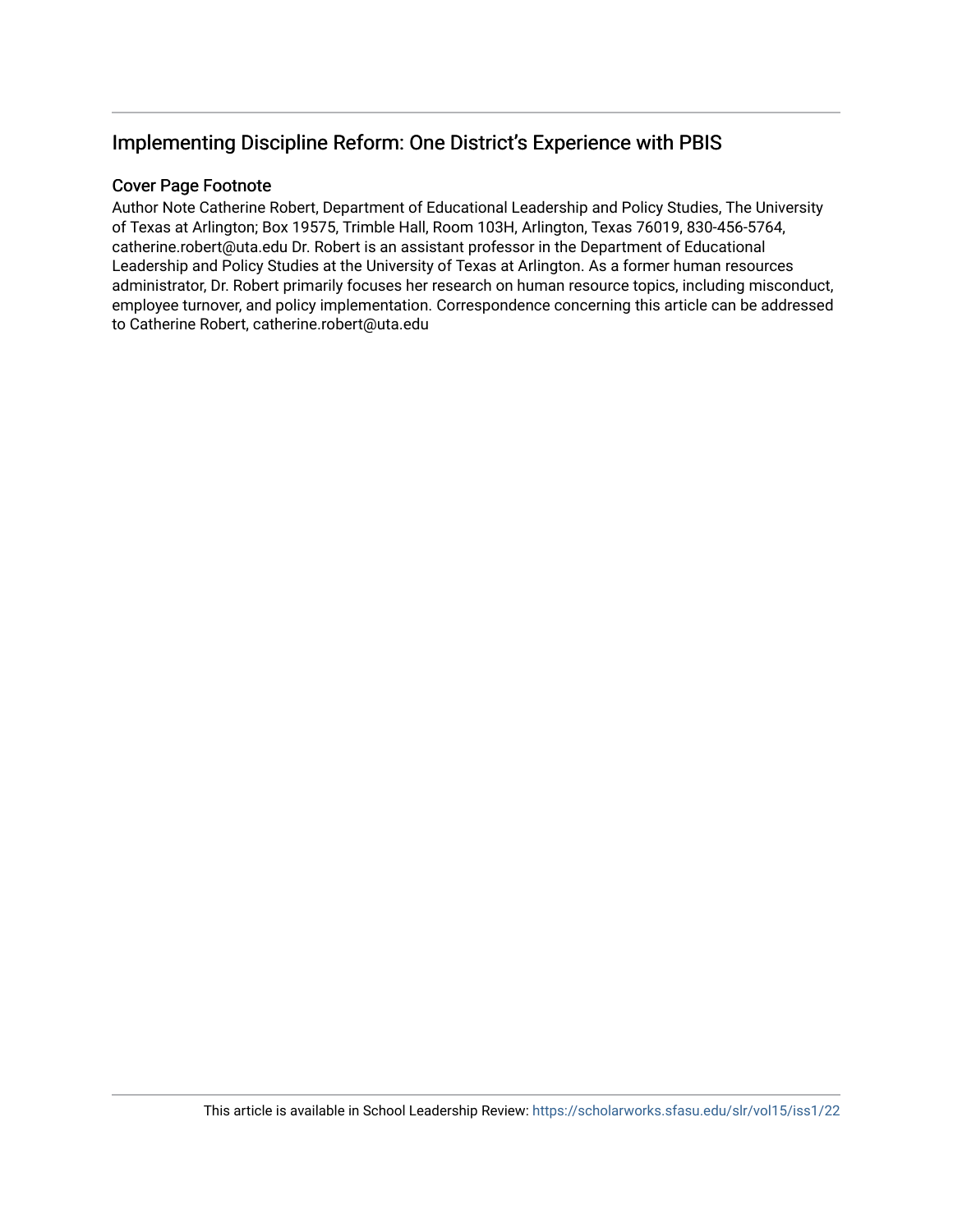## Implementing Discipline Reform: One District's Experience with PBIS

### Cover Page Footnote

Author Note Catherine Robert, Department of Educational Leadership and Policy Studies, The University of Texas at Arlington; Box 19575, Trimble Hall, Room 103H, Arlington, Texas 76019, 830-456-5764, catherine.robert@uta.edu Dr. Robert is an assistant professor in the Department of Educational Leadership and Policy Studies at the University of Texas at Arlington. As a former human resources administrator, Dr. Robert primarily focuses her research on human resource topics, including misconduct, employee turnover, and policy implementation. Correspondence concerning this article can be addressed to Catherine Robert, catherine.robert@uta.edu

This article is available in School Leadership Review: https://scholarworks.sfasu.edu/slr/vol15/iss1/22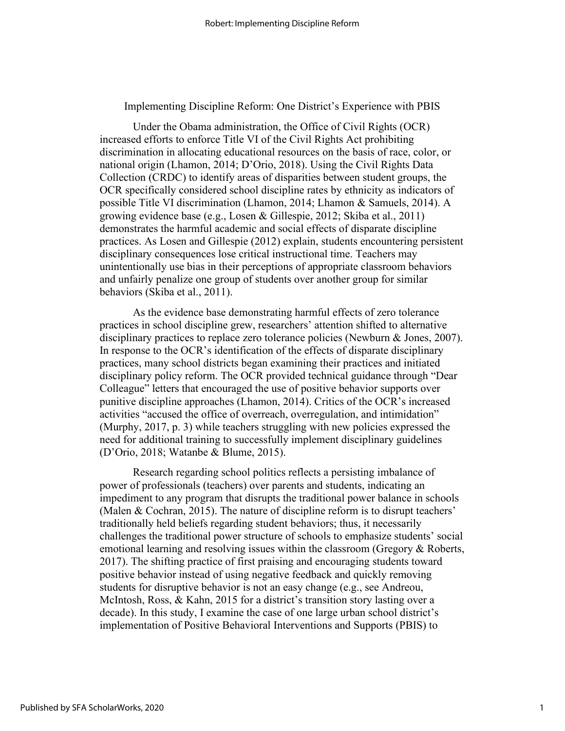# Implementing Discipline Reform: One District's Experience with PBIS

Under the Obama administration, the Office of Civil Rights (OCR) increased efforts to enforce Title VI of the Civil Rights Act prohibiting discrimination in allocating educational resources on the basis of race, color, or national origin (Lhamon, 2014; D'Orio, 2018). Using the Civil Rights Data Collection (CRDC) to identify areas of disparities between student groups, the OCR specifically considered school discipline rates by ethnicity as indicators of possible Title VI discrimination (Lhamon, 2014; Lhamon & Samuels, 2014). A growing evidence base (e.g., Losen & Gillespie, 2012; Skiba et al., 2011) demonstrates the harmful academic and social effects of disparate discipline practices. As Losen and Gillespie (2012) explain, students encountering persistent disciplinary consequences lose critical instructional time. Teachers may unintentionally use bias in their perceptions of appropriate classroom behaviors and unfairly penalize one group of students over another group for similar behaviors (Skiba et al., 2011).

As the evidence base demonstrating harmful effects of zero tolerance practices in school discipline grew, researchers' attention shifted to alternative disciplinary practices to replace zero tolerance policies (Newburn & Jones, 2007). In response to the OCR's identification of the effects of disparate disciplinary practices, many school districts began examining their practices and initiated disciplinary policy reform. The OCR provided technical guidance through "Dear Colleague" letters that encouraged the use of positive behavior supports over punitive discipline approaches (Lhamon, 2014). Critics of the OCR's increased activities "accused the office of overreach, overregulation, and intimidation" (Murphy, 2017, p. 3) while teachers struggling with new policies expressed the need for additional training to successfully implement disciplinary guidelines (D'Orio, 2018; Watanbe & Blume, 2015).

Research regarding school politics reflects a persisting imbalance of power of professionals (teachers) over parents and students, indicating an impediment to any program that disrupts the traditional power balance in schools (Malen & Cochran, 2015). The nature of discipline reform is to disrupt teachers' traditionally held beliefs regarding student behaviors; thus, it necessarily challenges the traditional power structure of schools to emphasize students' social emotional learning and resolving issues within the classroom (Gregory & Roberts, 2017). The shifting practice of first praising and encouraging students toward positive behavior instead of using negative feedback and quickly removing students for disruptive behavior is not an easy change (e.g., see Andreou, McIntosh, Ross, & Kahn, 2015 for a district's transition story lasting over a decade). In this study, I examine the case of one large urban school district's implementation of Positive Behavioral Interventions and Supports (PBIS) to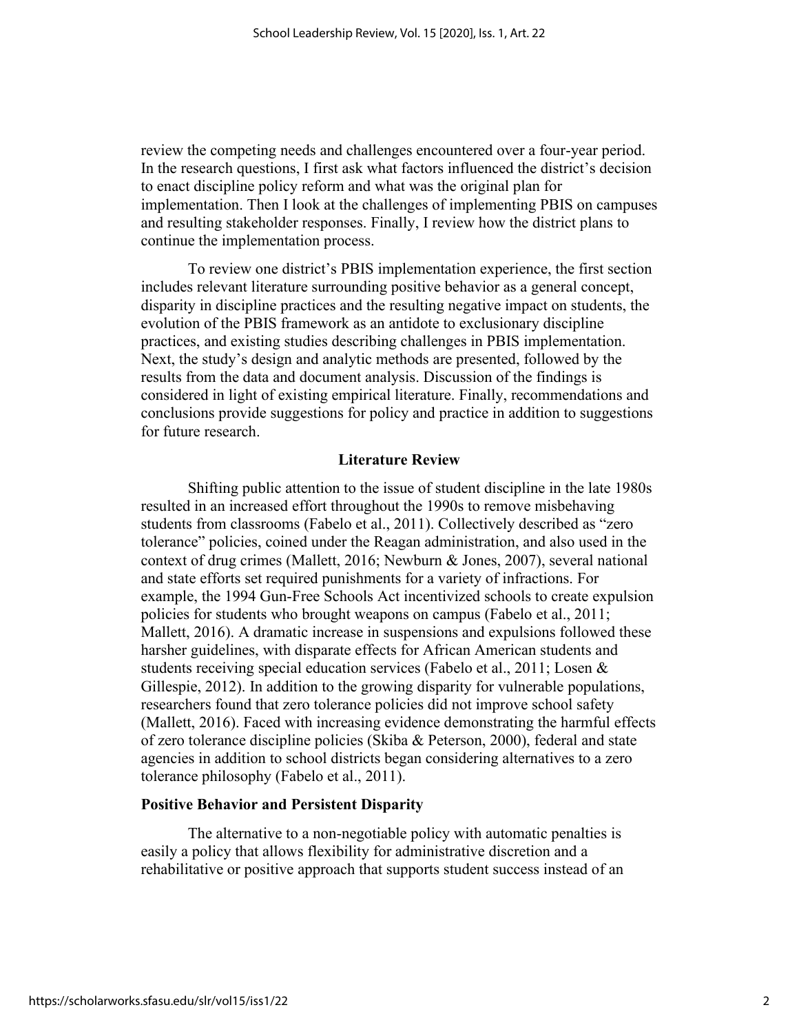review the competing needs and challenges encountered over a four-year period. In the research questions, I first ask what factors influenced the district's decision to enact discipline policy reform and what was the original plan for implementation. Then I look at the challenges of implementing PBIS on campuses and resulting stakeholder responses. Finally, I review how the district plans to continue the implementation process.

To review one district's PBIS implementation experience, the first section includes relevant literature surrounding positive behavior as a general concept, disparity in discipline practices and the resulting negative impact on students, the evolution of the PBIS framework as an antidote to exclusionary discipline practices, and existing studies describing challenges in PBIS implementation. Next, the study's design and analytic methods are presented, followed by the results from the data and document analysis. Discussion of the findings is considered in light of existing empirical literature. Finally, recommendations and conclusions provide suggestions for policy and practice in addition to suggestions for future research.

## Literature Review

Shifting public attention to the issue of student discipline in the late 1980s resulted in an increased effort throughout the 1990s to remove misbehaving students from classrooms (Fabelo et al., 2011). Collectively described as "zero tolerance" policies, coined under the Reagan administration, and also used in the context of drug crimes (Mallett, 2016; Newburn & Jones, 2007), several national and state efforts set required punishments for a variety of infractions. For example, the 1994 Gun-Free Schools Act incentivized schools to create expulsion policies for students who brought weapons on campus (Fabelo et al., 2011; Mallett, 2016). A dramatic increase in suspensions and expulsions followed these harsher guidelines, with disparate effects for African American students and students receiving special education services (Fabelo et al., 2011; Losen & Gillespie, 2012). In addition to the growing disparity for vulnerable populations, researchers found that zero tolerance policies did not improve school safety (Mallett, 2016). Faced with increasing evidence demonstrating the harmful effects of zero tolerance discipline policies (Skiba & Peterson, 2000), federal and state agencies in addition to school districts began considering alternatives to a zero tolerance philosophy (Fabelo et al., 2011).

### Positive Behavior and Persistent Disparity

The alternative to a non-negotiable policy with automatic penalties is easily a policy that allows flexibility for administrative discretion and a rehabilitative or positive approach that supports student success instead of an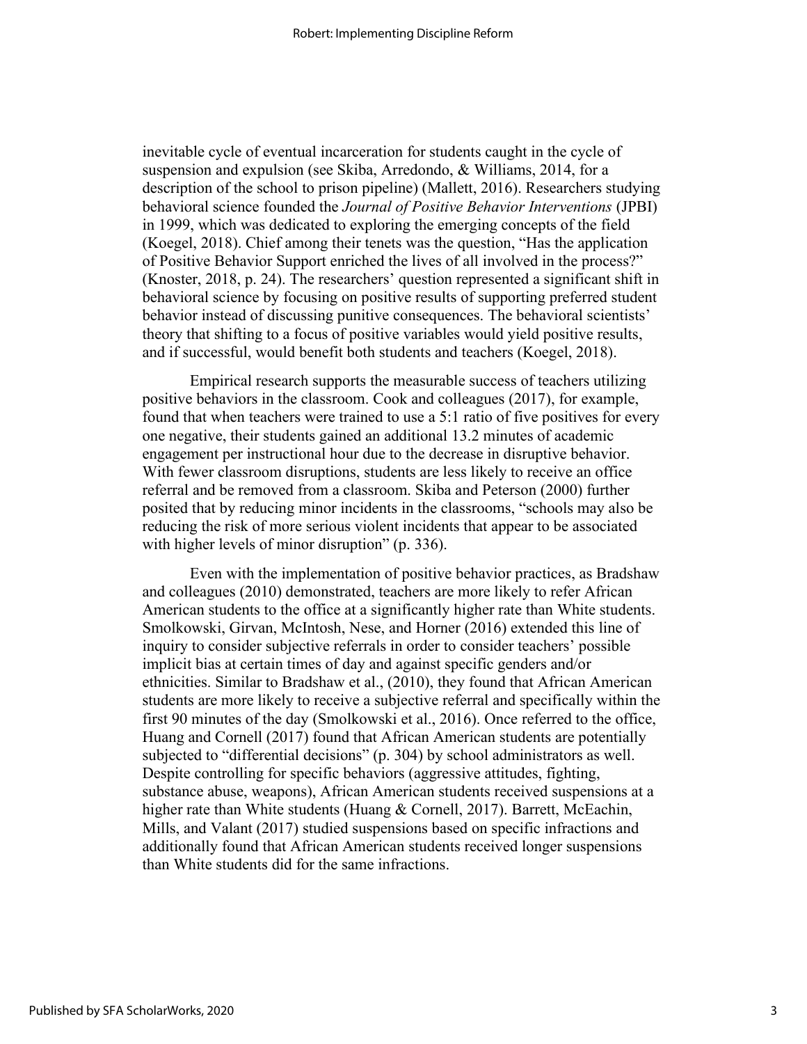inevitable cycle of eventual incarceration for students caught in the cycle of suspension and expulsion (see Skiba, Arredondo, & Williams, 2014, for a description of the school to prison pipeline) (Mallett, 2016). Researchers studying behavioral science founded the *Journal of Positive Behavior Interventions* (JPBI) in 1999, which was dedicated to exploring the emerging concepts of the field (Koegel, 2018). Chief among their tenets was the question, "Has the application of Positive Behavior Support enriched the lives of all involved in the process?" (Knoster, 2018, p. 24). The researchers' question represented a significant shift in behavioral science by focusing on positive results of supporting preferred student behavior instead of discussing punitive consequences. The behavioral scientists' theory that shifting to a focus of positive variables would yield positive results, and if successful, would benefit both students and teachers (Koegel, 2018).

Empirical research supports the measurable success of teachers utilizing positive behaviors in the classroom. Cook and colleagues (2017), for example, found that when teachers were trained to use a 5:1 ratio of five positives for every one negative, their students gained an additional 13.2 minutes of academic engagement per instructional hour due to the decrease in disruptive behavior. With fewer classroom disruptions, students are less likely to receive an office referral and be removed from a classroom. Skiba and Peterson (2000) further posited that by reducing minor incidents in the classrooms, "schools may also be reducing the risk of more serious violent incidents that appear to be associated with higher levels of minor disruption" (p. 336).

Even with the implementation of positive behavior practices, as Bradshaw and colleagues (2010) demonstrated, teachers are more likely to refer African American students to the office at a significantly higher rate than White students. Smolkowski, Girvan, McIntosh, Nese, and Horner (2016) extended this line of inquiry to consider subjective referrals in order to consider teachers' possible implicit bias at certain times of day and against specific genders and/or ethnicities. Similar to Bradshaw et al., (2010), they found that African American students are more likely to receive a subjective referral and specifically within the first 90 minutes of the day (Smolkowski et al., 2016). Once referred to the office, Huang and Cornell (2017) found that African American students are potentially subjected to "differential decisions" (p. 304) by school administrators as well. Despite controlling for specific behaviors (aggressive attitudes, fighting, substance abuse, weapons), African American students received suspensions at a higher rate than White students (Huang & Cornell, 2017). Barrett, McEachin, Mills, and Valant (2017) studied suspensions based on specific infractions and additionally found that African American students received longer suspensions than White students did for the same infractions.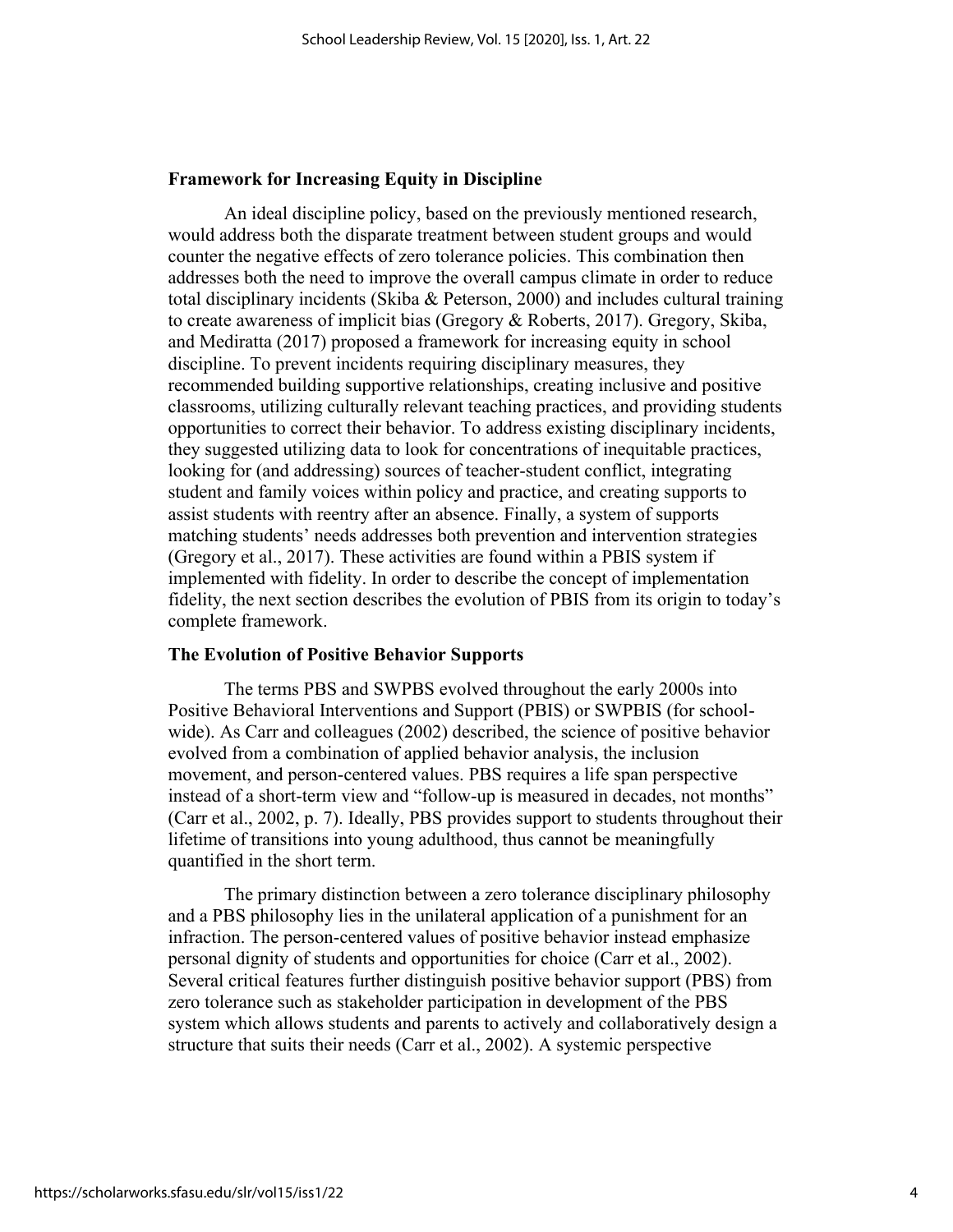### Framework for Increasing Equity in Discipline

An ideal discipline policy, based on the previously mentioned research, would address both the disparate treatment between student groups and would counter the negative effects of zero tolerance policies. This combination then addresses both the need to improve the overall campus climate in order to reduce total disciplinary incidents (Skiba & Peterson, 2000) and includes cultural training to create awareness of implicit bias (Gregory & Roberts, 2017). Gregory, Skiba, and Mediratta (2017) proposed a framework for increasing equity in school discipline. To prevent incidents requiring disciplinary measures, they recommended building supportive relationships, creating inclusive and positive classrooms, utilizing culturally relevant teaching practices, and providing students opportunities to correct their behavior. To address existing disciplinary incidents, they suggested utilizing data to look for concentrations of inequitable practices, looking for (and addressing) sources of teacher-student conflict, integrating student and family voices within policy and practice, and creating supports to assist students with reentry after an absence. Finally, a system of supports matching students' needs addresses both prevention and intervention strategies (Gregory et al., 2017). These activities are found within a PBIS system if implemented with fidelity. In order to describe the concept of implementation fidelity, the next section describes the evolution of PBIS from its origin to today's complete framework.

### The Evolution of Positive Behavior Supports

The terms PBS and SWPBS evolved throughout the early 2000s into Positive Behavioral Interventions and Support (PBIS) or SWPBIS (for school-wide). As Carr and colleagues (2002) described, the science of positive behavior evolved from a combination of applied behavior analysis, the inclusion movement, and person-centered values. PBS requires a life span perspective instead of a short-term view and "follow-up is measured in decades, not months" (Carr et al., 2002, p. 7). Ideally, PBS provides support to students throughout their lifetime of transitions into young adulthood, thus cannot be meaningfully quantified in the short term.

The primary distinction between a zero tolerance disciplinary philosophy and a PBS philosophy lies in the unilateral application of a punishment for an infraction. The person-centered values of positive behavior instead emphasize personal dignity of students and opportunities for choice (Carr et al., 2002). Several critical features further distinguish positive behavior support (PBS) from zero tolerance such as stakeholder participation in development of the PBS system which allows students and parents to actively and collaboratively design a structure that suits their needs (Carr et al., 2002). A systemic perspective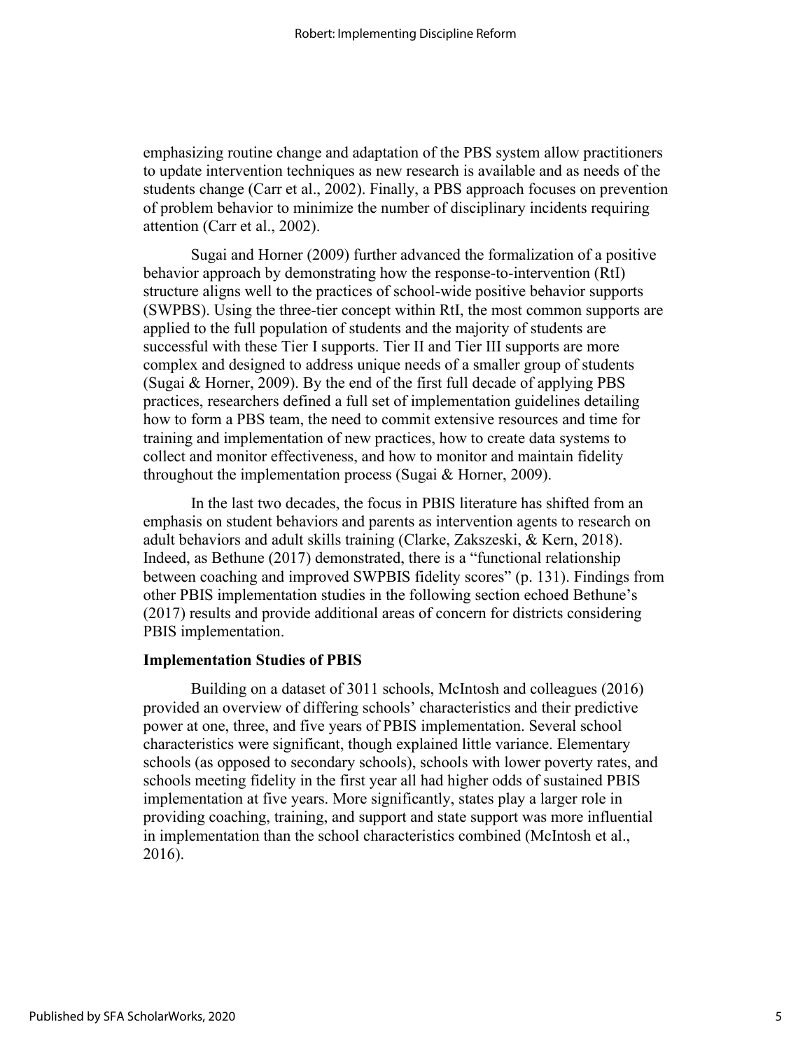emphasizing routine change and adaptation of the PBS system allow practitioners to update intervention techniques as new research is available and as needs of the students change (Carr et al., 2002). Finally, a PBS approach focuses on prevention of problem behavior to minimize the number of disciplinary incidents requiring attention (Carr et al., 2002).

Sugai and Horner (2009) further advanced the formalization of a positive behavior approach by demonstrating how the response-to-intervention (RtI) structure aligns well to the practices of school-wide positive behavior supports (SWPBS). Using the three-tier concept within RtI, the most common supports are applied to the full population of students and the majority of students are successful with these Tier I supports. Tier II and Tier III supports are more complex and designed to address unique needs of a smaller group of students (Sugai & Horner, 2009). By the end of the first full decade of applying PBS practices, researchers defined a full set of implementation guidelines detailing how to form a PBS team, the need to commit extensive resources and time for training and implementation of new practices, how to create data systems to collect and monitor effectiveness, and how to monitor and maintain fidelity throughout the implementation process (Sugai & Horner, 2009).

In the last two decades, the focus in PBIS literature has shifted from an emphasis on student behaviors and parents as intervention agents to research on adult behaviors and adult skills training (Clarke, Zakszeski, & Kern, 2018). Indeed, as Bethune (2017) demonstrated, there is a "functional relationship between coaching and improved SWPBIS fidelity scores" (p. 131). Findings from other PBIS implementation studies in the following section echoed Bethune's (2017) results and provide additional areas of concern for districts considering PBIS implementation.

**Implementation Studies of PBIS**

Building on a dataset of 3011 schools, McIntosh and colleagues (2016) provided an overview of differing schools' characteristics and their predictive power at one, three, and five years of PBIS implementation. Several school characteristics were significant, though explained little variance. Elementary schools (as opposed to secondary schools), schools with lower poverty rates, and schools meeting fidelity in the first year all had higher odds of sustained PBIS implementation at five years. More significantly, states play a larger role in providing coaching, training, and support and state support was more influential in implementation than the school characteristics combined (McIntosh et al., 2016).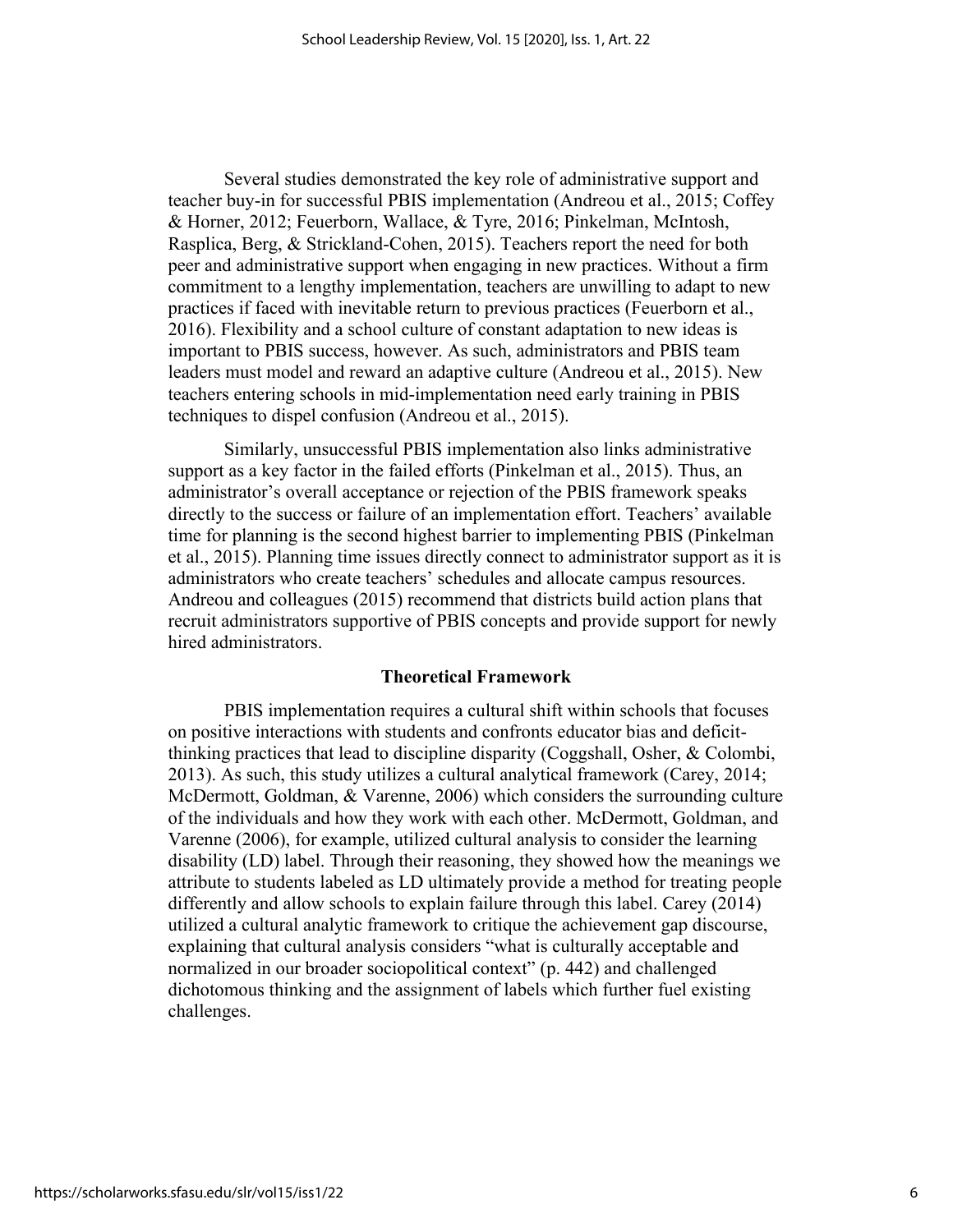Several studies demonstrated the key role of administrative support and teacher buy-in for successful PBIS implementation (Andreou et al., 2015; Coffey & Horner, 2012; Feuerborn, Wallace, & Tyre, 2016; Pinkelman, McIntosh, Rasplica, Berg, & Strickland-Cohen, 2015). Teachers report the need for both peer and administrative support when engaging in new practices. Without a firm commitment to a lengthy implementation, teachers are unwilling to adapt to new practices if faced with inevitable return to previous practices (Feuerborn et al., 2016). Flexibility and a school culture of constant adaptation to new ideas is important to PBIS success, however. As such, administrators and PBIS team leaders must model and reward an adaptive culture (Andreou et al., 2015). New teachers entering schools in mid-implementation need early training in PBIS techniques to dispel confusion (Andreou et al., 2015).

Similarly, unsuccessful PBIS implementation also links administrative support as a key factor in the failed efforts (Pinkelman et al., 2015). Thus, an administrator's overall acceptance or rejection of the PBIS framework speaks directly to the success or failure of an implementation effort. Teachers' available time for planning is the second highest barrier to implementing PBIS (Pinkelman et al., 2015). Planning time issues directly connect to administrator support as it is administrators who create teachers' schedules and allocate campus resources. Andreou and colleagues (2015) recommend that districts build action plans that recruit administrators supportive of PBIS concepts and provide support for newly hired administrators.

## Theoretical Framework

PBIS implementation requires a cultural shift within schools that focuses on positive interactions with students and confronts educator bias and deficit-thinking practices that lead to discipline disparity (Coggshall, Osher, & Colombi, 2013). As such, this study utilizes a cultural analytical framework (Carey, 2014; McDermott, Goldman, & Varenne, 2006) which considers the surrounding culture of the individuals and how they work with each other. McDermott, Goldman, and Varenne (2006), for example, utilized cultural analysis to consider the learning disability (LD) label. Through their reasoning, they showed how the meanings we attribute to students labeled as LD ultimately provide a method for treating people differently and allow schools to explain failure through this label. Carey (2014) utilized a cultural analytic framework to critique the achievement gap discourse, explaining that cultural analysis considers "what is culturally acceptable and normalized in our broader sociopolitical context" (p. 442) and challenged dichotomous thinking and the assignment of labels which further fuel existing challenges.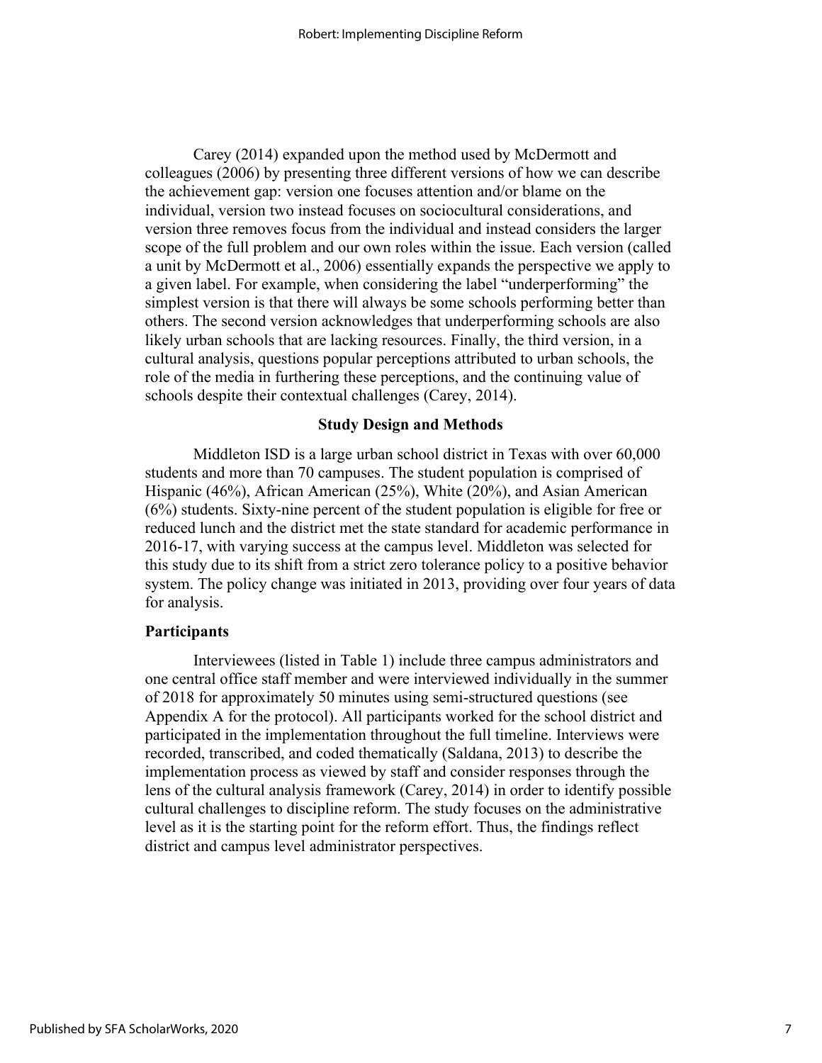Carey (2014) expanded upon the method used by McDermott and colleagues (2006) by presenting three different versions of how we can describe the achievement gap: version one focuses attention and/or blame on the individual, version two instead focuses on sociocultural considerations, and version three removes focus from the individual and instead considers the larger scope of the full problem and our own roles within the issue. Each version (called a unit by McDermott et al., 2006) essentially expands the perspective we apply to a given label. For example, when considering the label "underperforming" the simplest version is that there will always be some schools performing better than others. The second version acknowledges that underperforming schools are also likely urban schools that are lacking resources. Finally, the third version, in a cultural analysis, questions popular perceptions attributed to urban schools, the role of the media in furthering these perceptions, and the continuing value of schools despite their contextual challenges (Carey, 2014).

## Study Design and Methods

Middleton ISD is a large urban school district in Texas with over 60,000 students and more than 70 campuses. The student population is comprised of Hispanic (46%), African American (25%), White (20%), and Asian American (6%) students. Sixty-nine percent of the student population is eligible for free or reduced lunch and the district met the state standard for academic performance in 2016-17, with varying success at the campus level. Middleton was selected for this study due to its shift from a strict zero tolerance policy to a positive behavior system. The policy change was initiated in 2013, providing over four years of data for analysis.

### Participants

Interviewees (listed in Table 1) include three campus administrators and one central office staff member and were interviewed individually in the summer of 2018 for approximately 50 minutes using semi-structured questions (see Appendix A for the protocol). All participants worked for the school district and participated in the implementation throughout the full timeline. Interviews were recorded, transcribed, and coded thematically (Saldana, 2013) to describe the implementation process as viewed by staff and consider responses through the lens of the cultural analysis framework (Carey, 2014) in order to identify possible cultural challenges to discipline reform. The study focuses on the administrative level as it is the starting point for the reform effort. Thus, the findings reflect district and campus level administrator perspectives.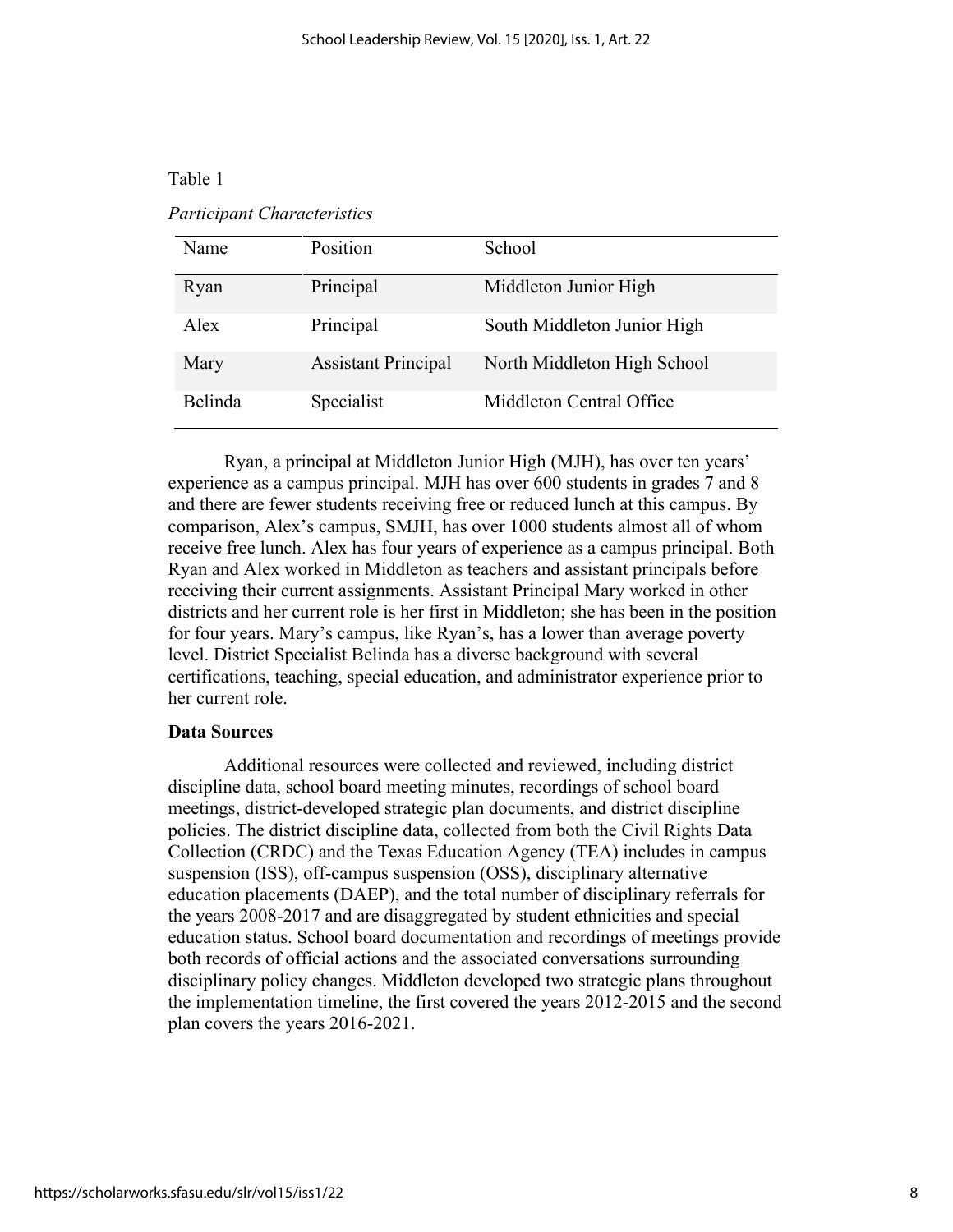Table 1

*Participant Characteristics*

| Name | Position | School |
|---|---|---|
| Ryan | Principal | Middleton Junior High |
| Alex | Principal | South Middleton Junior High |
| Mary | Assistant Principal | North Middleton High School |
| Belinda | Specialist | Middleton Central Office |

Ryan, a principal at Middleton Junior High (MJH), has over ten years' experience as a campus principal. MJH has over 600 students in grades 7 and 8 and there are fewer students receiving free or reduced lunch at this campus. By comparison, Alex's campus, SMJH, has over 1000 students almost all of whom receive free lunch. Alex has four years of experience as a campus principal. Both Ryan and Alex worked in Middleton as teachers and assistant principals before receiving their current assignments. Assistant Principal Mary worked in other districts and her current role is her first in Middleton; she has been in the position for four years. Mary's campus, like Ryan's, has a lower than average poverty level. District Specialist Belinda has a diverse background with several certifications, teaching, special education, and administrator experience prior to her current role.

**Data Sources**

Additional resources were collected and reviewed, including district discipline data, school board meeting minutes, recordings of school board meetings, district-developed strategic plan documents, and district discipline policies. The district discipline data, collected from both the Civil Rights Data Collection (CRDC) and the Texas Education Agency (TEA) includes in campus suspension (ISS), off-campus suspension (OSS), disciplinary alternative education placements (DAEP), and the total number of disciplinary referrals for the years 2008-2017 and are disaggregated by student ethnicities and special education status. School board documentation and recordings of meetings provide both records of official actions and the associated conversations surrounding disciplinary policy changes. Middleton developed two strategic plans throughout the implementation timeline, the first covered the years 2012-2015 and the second plan covers the years 2016-2021.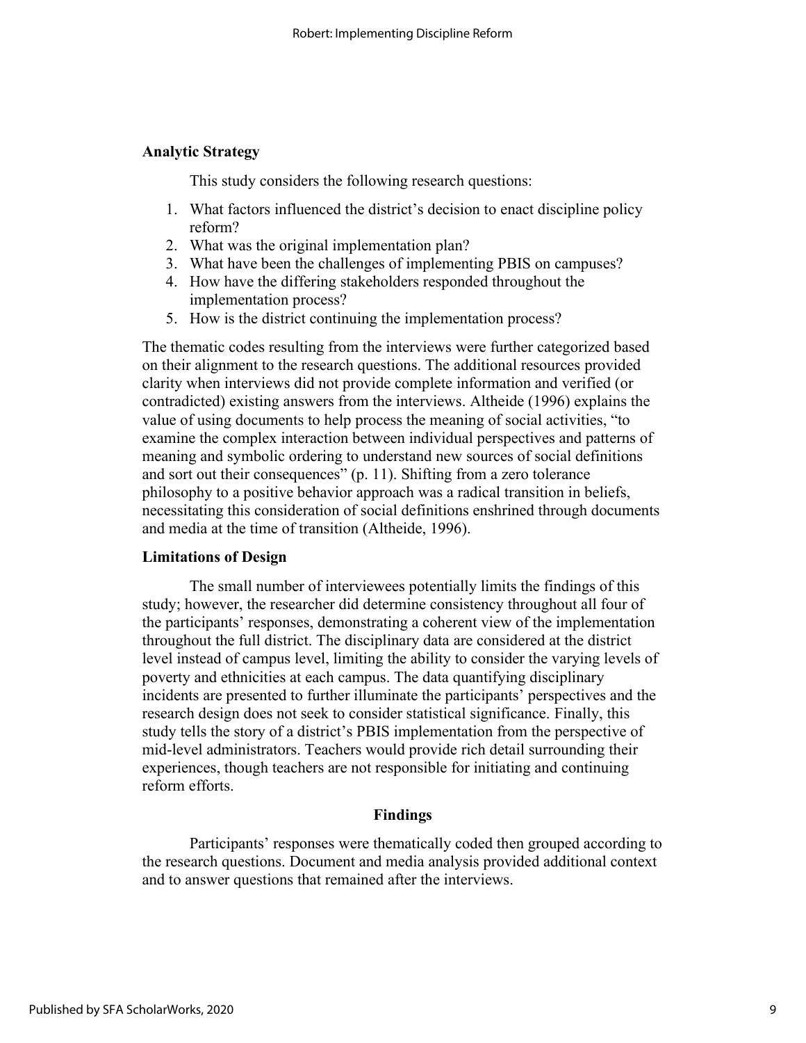### Analytic Strategy

This study considers the following research questions:

1. What factors influenced the district's decision to enact discipline policy reform?
2. What was the original implementation plan?
3. What have been the challenges of implementing PBIS on campuses?
4. How have the differing stakeholders responded throughout the implementation process?
5. How is the district continuing the implementation process?

The thematic codes resulting from the interviews were further categorized based on their alignment to the research questions. The additional resources provided clarity when interviews did not provide complete information and verified (or contradicted) existing answers from the interviews. Altheide (1996) explains the value of using documents to help process the meaning of social activities, "to examine the complex interaction between individual perspectives and patterns of meaning and symbolic ordering to understand new sources of social definitions and sort out their consequences" (p. 11). Shifting from a zero tolerance philosophy to a positive behavior approach was a radical transition in beliefs, necessitating this consideration of social definitions enshrined through documents and media at the time of transition (Altheide, 1996).

### Limitations of Design

The small number of interviewees potentially limits the findings of this study; however, the researcher did determine consistency throughout all four of the participants' responses, demonstrating a coherent view of the implementation throughout the full district. The disciplinary data are considered at the district level instead of campus level, limiting the ability to consider the varying levels of poverty and ethnicities at each campus. The data quantifying disciplinary incidents are presented to further illuminate the participants' perspectives and the research design does not seek to consider statistical significance. Finally, this study tells the story of a district's PBIS implementation from the perspective of mid-level administrators. Teachers would provide rich detail surrounding their experiences, though teachers are not responsible for initiating and continuing reform efforts.

## Findings

Participants' responses were thematically coded then grouped according to the research questions. Document and media analysis provided additional context and to answer questions that remained after the interviews.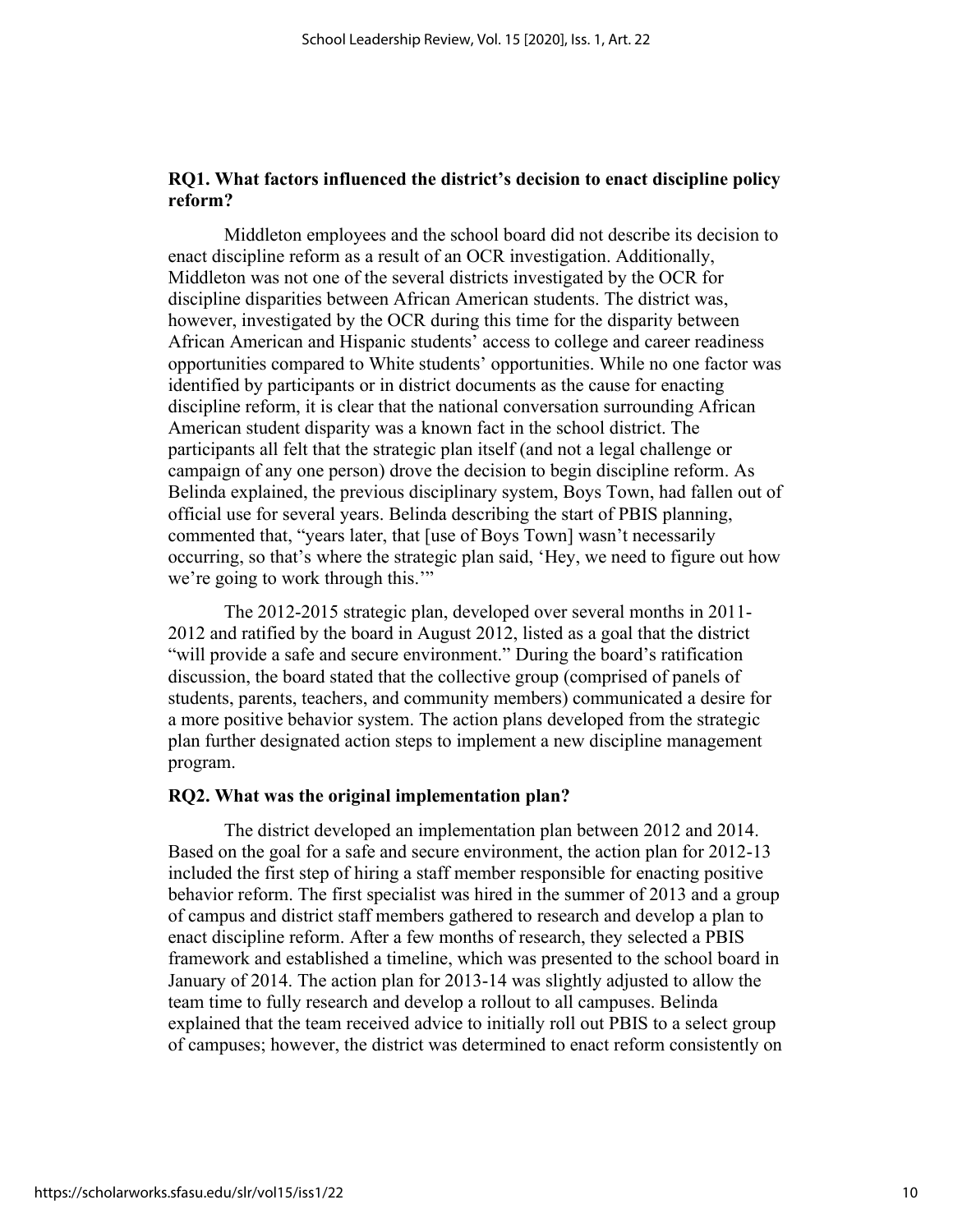**RQ1. What factors influenced the district's decision to enact discipline policy reform?**

Middleton employees and the school board did not describe its decision to enact discipline reform as a result of an OCR investigation. Additionally, Middleton was not one of the several districts investigated by the OCR for discipline disparities between African American students. The district was, however, investigated by the OCR during this time for the disparity between African American and Hispanic students' access to college and career readiness opportunities compared to White students' opportunities. While no one factor was identified by participants or in district documents as the cause for enacting discipline reform, it is clear that the national conversation surrounding African American student disparity was a known fact in the school district. The participants all felt that the strategic plan itself (and not a legal challenge or campaign of any one person) drove the decision to begin discipline reform. As Belinda explained, the previous disciplinary system, Boys Town, had fallen out of official use for several years. Belinda describing the start of PBIS planning, commented that, "years later, that [use of Boys Town] wasn't necessarily occurring, so that's where the strategic plan said, 'Hey, we need to figure out how we're going to work through this.'"

The 2012-2015 strategic plan, developed over several months in 2011-2012 and ratified by the board in August 2012, listed as a goal that the district "will provide a safe and secure environment." During the board's ratification discussion, the board stated that the collective group (comprised of panels of students, parents, teachers, and community members) communicated a desire for a more positive behavior system. The action plans developed from the strategic plan further designated action steps to implement a new discipline management program.

**RQ2. What was the original implementation plan?**

The district developed an implementation plan between 2012 and 2014. Based on the goal for a safe and secure environment, the action plan for 2012-13 included the first step of hiring a staff member responsible for enacting positive behavior reform. The first specialist was hired in the summer of 2013 and a group of campus and district staff members gathered to research and develop a plan to enact discipline reform. After a few months of research, they selected a PBIS framework and established a timeline, which was presented to the school board in January of 2014. The action plan for 2013-14 was slightly adjusted to allow the team time to fully research and develop a rollout to all campuses. Belinda explained that the team received advice to initially roll out PBIS to a select group of campuses; however, the district was determined to enact reform consistently on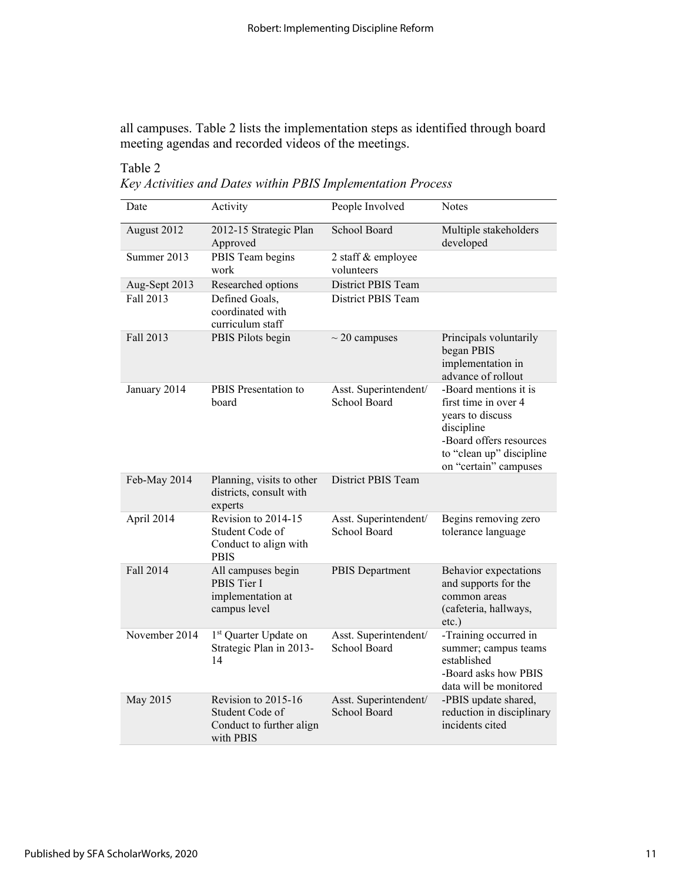all campuses. Table 2 lists the implementation steps as identified through board meeting agendas and recorded videos of the meetings.

Table 2
*Key Activities and Dates within PBIS Implementation Process*

| Date | Activity | People Involved | Notes |
|---|---|---|---|
| August 2012 | 2012-15 Strategic Plan Approved | School Board | Multiple stakeholders developed |
| Summer 2013 | PBIS Team begins work | 2 staff & employee volunteers | |
| Aug-Sept 2013 | Researched options | District PBIS Team | |
| Fall 2013 | Defined Goals, coordinated with curriculum staff | District PBIS Team | |
| Fall 2013 | PBIS Pilots begin | ~ 20 campuses | Principals voluntarily began PBIS implementation in advance of rollout |
| January 2014 | PBIS Presentation to board | Asst. Superintendent/ School Board | -Board mentions it is first time in over 4 years to discuss discipline<br>-Board offers resources to "clean up" discipline on "certain" campuses |
| Feb-May 2014 | Planning, visits to other districts, consult with experts | District PBIS Team | |
| April 2014 | Revision to 2014-15 Student Code of Conduct to align with PBIS | Asst. Superintendent/ School Board | Begins removing zero tolerance language |
| Fall 2014 | All campuses begin PBIS Tier I implementation at campus level | PBIS Department | Behavior expectations and supports for the common areas (cafeteria, hallways, etc.) |
| November 2014 | 1st Quarter Update on Strategic Plan in 2013-14 | Asst. Superintendent/ School Board | -Training occurred in summer; campus teams established<br>-Board asks how PBIS data will be monitored |
| May 2015 | Revision to 2015-16 Student Code of Conduct to further align with PBIS | Asst. Superintendent/ School Board | -PBIS update shared, reduction in disciplinary incidents cited |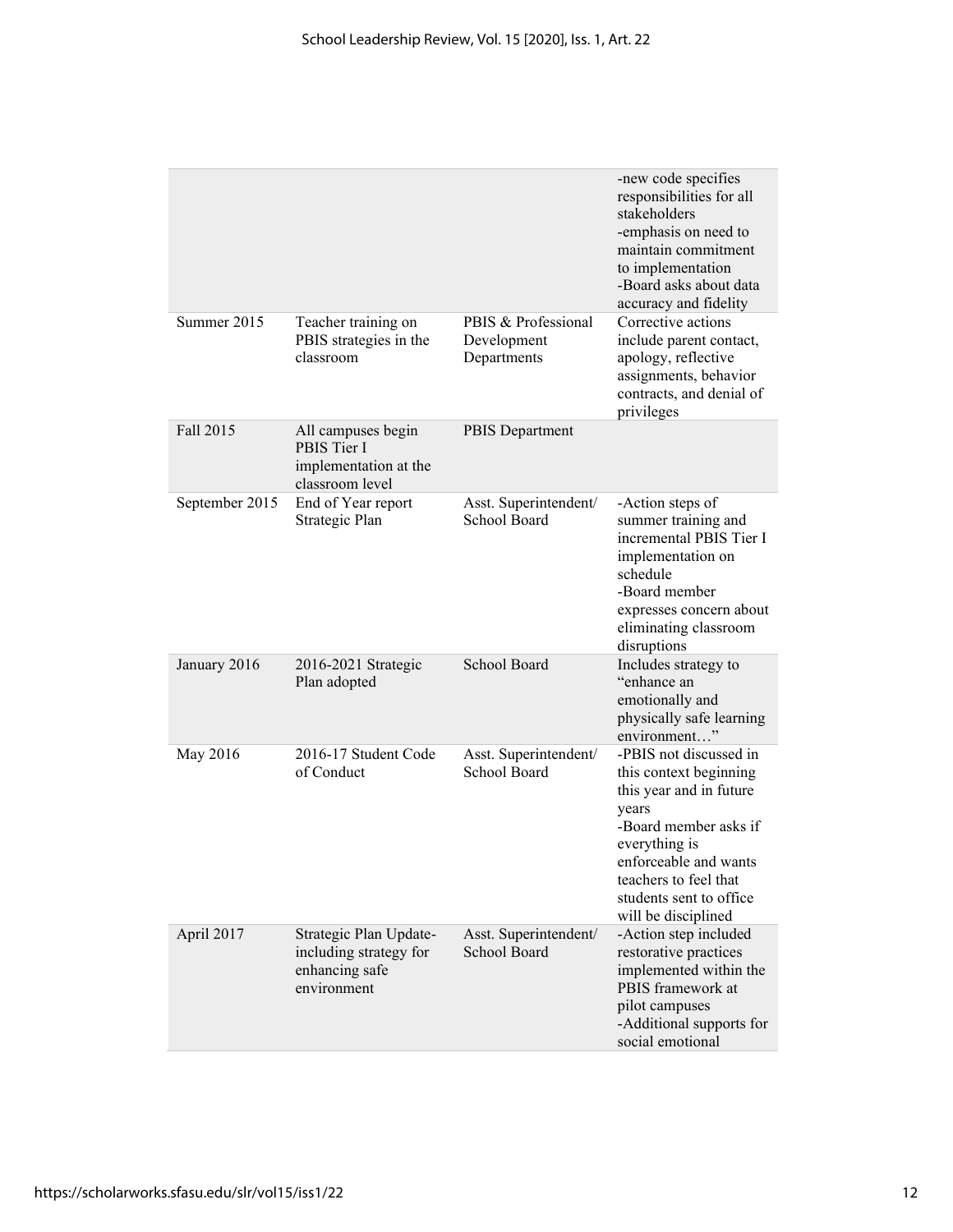| | | | |
|---|---|---|---|
| | | | -new code specifies responsibilities for all stakeholders<br>-emphasis on need to maintain commitment to implementation<br>-Board asks about data accuracy and fidelity |
| Summer 2015 | Teacher training on PBIS strategies in the classroom | PBIS & Professional Development Departments | Corrective actions include parent contact, apology, reflective assignments, behavior contracts, and denial of privileges |
| Fall 2015 | All campuses begin PBIS Tier I implementation at the classroom level | PBIS Department | |
| September 2015 | End of Year report Strategic Plan | Asst. Superintendent/ School Board | -Action steps of summer training and incremental PBIS Tier I implementation on schedule<br>-Board member expresses concern about eliminating classroom disruptions |
| January 2016 | 2016-2021 Strategic Plan adopted | School Board | Includes strategy to "enhance an emotionally and physically safe learning environment…" |
| May 2016 | 2016-17 Student Code of Conduct | Asst. Superintendent/ School Board | -PBIS not discussed in this context beginning this year and in future years<br>-Board member asks if everything is enforceable and wants teachers to feel that students sent to office will be disciplined |
| April 2017 | Strategic Plan Update- including strategy for enhancing safe environment | Asst. Superintendent/ School Board | -Action step included restorative practices implemented within the PBIS framework at pilot campuses<br>-Additional supports for social emotional |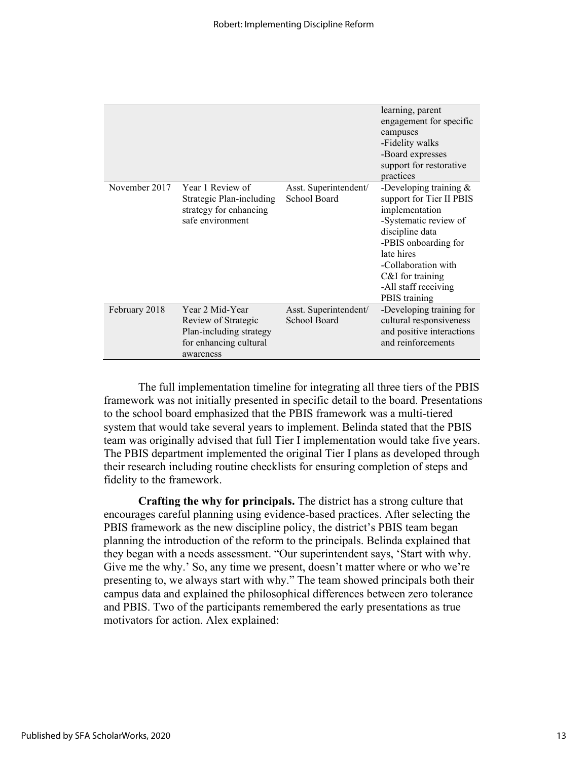| | | | learning, parent engagement for specific campuses<br>-Fidelity walks<br>-Board expresses support for restorative practices |
|---|---|---|---|
| November 2017 | Year 1 Review of Strategic Plan-including strategy for enhancing safe environment | Asst. Superintendent/ School Board | -Developing training & support for Tier II PBIS implementation<br>-Systematic review of discipline data<br>-PBIS onboarding for late hires<br>-Collaboration with C&I for training<br>-All staff receiving PBIS training |
| February 2018 | Year 2 Mid-Year Review of Strategic Plan-including strategy for enhancing cultural awareness | Asst. Superintendent/ School Board | -Developing training for cultural responsiveness and positive interactions and reinforcements |

The full implementation timeline for integrating all three tiers of the PBIS framework was not initially presented in specific detail to the board. Presentations to the school board emphasized that the PBIS framework was a multi-tiered system that would take several years to implement. Belinda stated that the PBIS team was originally advised that full Tier I implementation would take five years. The PBIS department implemented the original Tier I plans as developed through their research including routine checklists for ensuring completion of steps and fidelity to the framework.

**Crafting the why for principals.** The district has a strong culture that encourages careful planning using evidence-based practices. After selecting the PBIS framework as the new discipline policy, the district's PBIS team began planning the introduction of the reform to the principals. Belinda explained that they began with a needs assessment. "Our superintendent says, 'Start with why. Give me the why.' So, any time we present, doesn't matter where or who we're presenting to, we always start with why." The team showed principals both their campus data and explained the philosophical differences between zero tolerance and PBIS. Two of the participants remembered the early presentations as true motivators for action. Alex explained: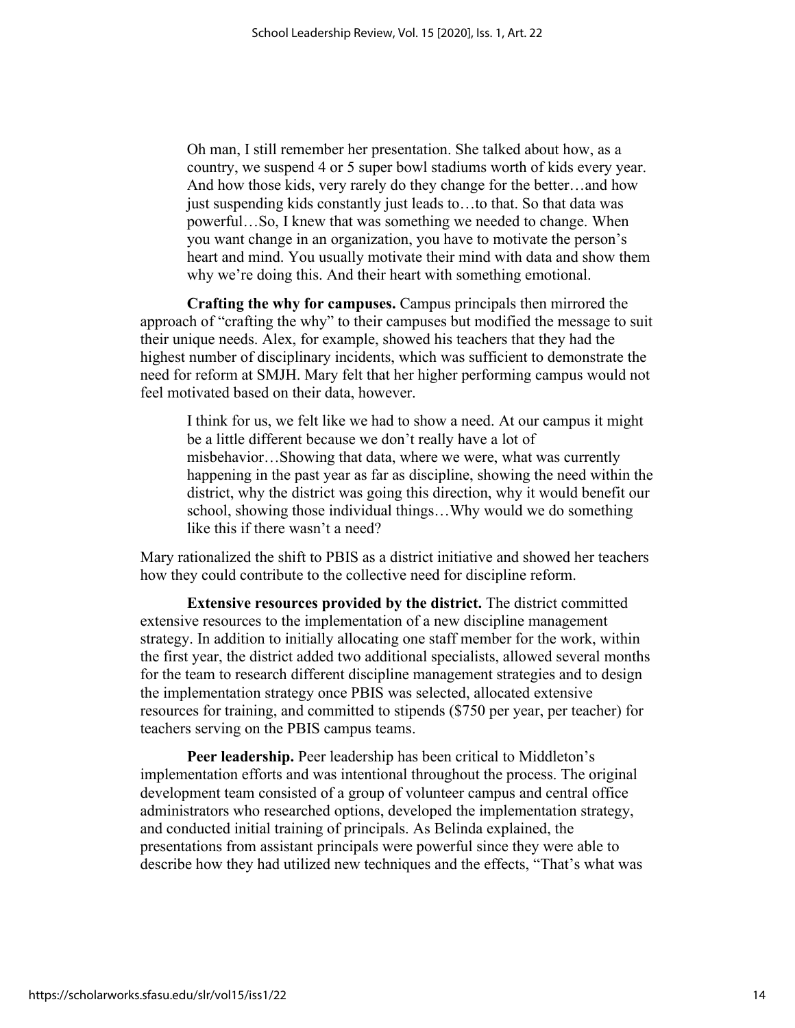> Oh man, I still remember her presentation. She talked about how, as a country, we suspend 4 or 5 super bowl stadiums worth of kids every year. And how those kids, very rarely do they change for the better…and how just suspending kids constantly just leads to…to that. So that data was powerful…So, I knew that was something we needed to change. When you want change in an organization, you have to motivate the person's heart and mind. You usually motivate their mind with data and show them why we're doing this. And their heart with something emotional.

**Crafting the why for campuses.** Campus principals then mirrored the approach of "crafting the why" to their campuses but modified the message to suit their unique needs. Alex, for example, showed his teachers that they had the highest number of disciplinary incidents, which was sufficient to demonstrate the need for reform at SMJH. Mary felt that her higher performing campus would not feel motivated based on their data, however.

> I think for us, we felt like we had to show a need. At our campus it might be a little different because we don't really have a lot of misbehavior…Showing that data, where we were, what was currently happening in the past year as far as discipline, showing the need within the district, why the district was going this direction, why it would benefit our school, showing those individual things…Why would we do something like this if there wasn't a need?

Mary rationalized the shift to PBIS as a district initiative and showed her teachers how they could contribute to the collective need for discipline reform.

**Extensive resources provided by the district.** The district committed extensive resources to the implementation of a new discipline management strategy. In addition to initially allocating one staff member for the work, within the first year, the district added two additional specialists, allowed several months for the team to research different discipline management strategies and to design the implementation strategy once PBIS was selected, allocated extensive resources for training, and committed to stipends ($750 per year, per teacher) for teachers serving on the PBIS campus teams.

**Peer leadership.** Peer leadership has been critical to Middleton's implementation efforts and was intentional throughout the process. The original development team consisted of a group of volunteer campus and central office administrators who researched options, developed the implementation strategy, and conducted initial training of principals. As Belinda explained, the presentations from assistant principals were powerful since they were able to describe how they had utilized new techniques and the effects, "That's what was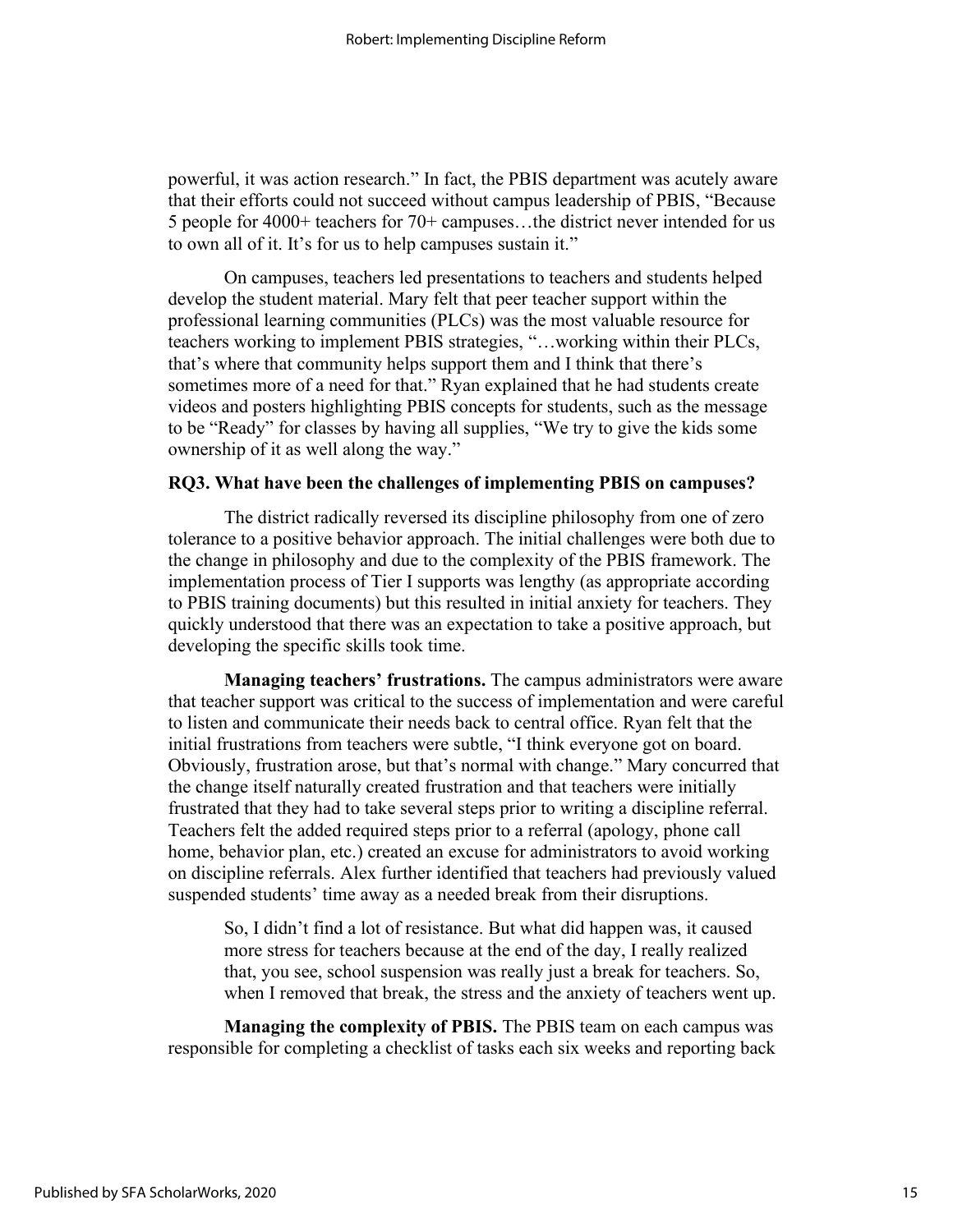powerful, it was action research." In fact, the PBIS department was acutely aware that their efforts could not succeed without campus leadership of PBIS, "Because 5 people for 4000+ teachers for 70+ campuses…the district never intended for us to own all of it. It's for us to help campuses sustain it."

On campuses, teachers led presentations to teachers and students helped develop the student material. Mary felt that peer teacher support within the professional learning communities (PLCs) was the most valuable resource for teachers working to implement PBIS strategies, "…working within their PLCs, that's where that community helps support them and I think that there's sometimes more of a need for that." Ryan explained that he had students create videos and posters highlighting PBIS concepts for students, such as the message to be "Ready" for classes by having all supplies, "We try to give the kids some ownership of it as well along the way."

### RQ3. What have been the challenges of implementing PBIS on campuses?

The district radically reversed its discipline philosophy from one of zero tolerance to a positive behavior approach. The initial challenges were both due to the change in philosophy and due to the complexity of the PBIS framework. The implementation process of Tier I supports was lengthy (as appropriate according to PBIS training documents) but this resulted in initial anxiety for teachers. They quickly understood that there was an expectation to take a positive approach, but developing the specific skills took time.

**Managing teachers' frustrations.** The campus administrators were aware that teacher support was critical to the success of implementation and were careful to listen and communicate their needs back to central office. Ryan felt that the initial frustrations from teachers were subtle, "I think everyone got on board. Obviously, frustration arose, but that's normal with change." Mary concurred that the change itself naturally created frustration and that teachers were initially frustrated that they had to take several steps prior to writing a discipline referral. Teachers felt the added required steps prior to a referral (apology, phone call home, behavior plan, etc.) created an excuse for administrators to avoid working on discipline referrals. Alex further identified that teachers had previously valued suspended students' time away as a needed break from their disruptions.

> So, I didn't find a lot of resistance. But what did happen was, it caused more stress for teachers because at the end of the day, I really realized that, you see, school suspension was really just a break for teachers. So, when I removed that break, the stress and the anxiety of teachers went up.

**Managing the complexity of PBIS.** The PBIS team on each campus was responsible for completing a checklist of tasks each six weeks and reporting back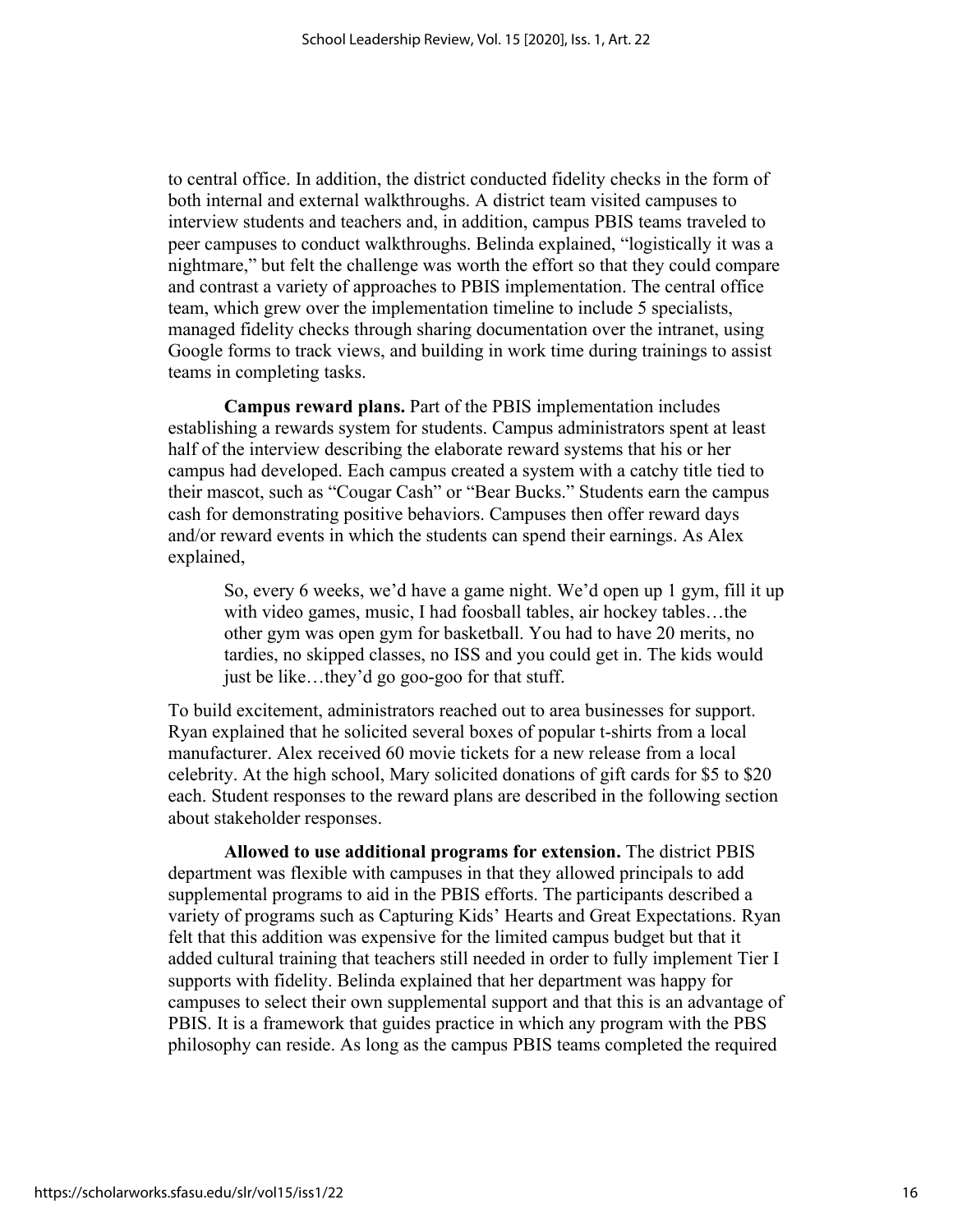to central office. In addition, the district conducted fidelity checks in the form of both internal and external walkthroughs. A district team visited campuses to interview students and teachers and, in addition, campus PBIS teams traveled to peer campuses to conduct walkthroughs. Belinda explained, "logistically it was a nightmare," but felt the challenge was worth the effort so that they could compare and contrast a variety of approaches to PBIS implementation. The central office team, which grew over the implementation timeline to include 5 specialists, managed fidelity checks through sharing documentation over the intranet, using Google forms to track views, and building in work time during trainings to assist teams in completing tasks.

**Campus reward plans.** Part of the PBIS implementation includes establishing a rewards system for students. Campus administrators spent at least half of the interview describing the elaborate reward systems that his or her campus had developed. Each campus created a system with a catchy title tied to their mascot, such as "Cougar Cash" or "Bear Bucks." Students earn the campus cash for demonstrating positive behaviors. Campuses then offer reward days and/or reward events in which the students can spend their earnings. As Alex explained,

> So, every 6 weeks, we'd have a game night. We'd open up 1 gym, fill it up with video games, music, I had foosball tables, air hockey tables…the other gym was open gym for basketball. You had to have 20 merits, no tardies, no skipped classes, no ISS and you could get in. The kids would just be like…they'd go goo-goo for that stuff.

To build excitement, administrators reached out to area businesses for support. Ryan explained that he solicited several boxes of popular t-shirts from a local manufacturer. Alex received 60 movie tickets for a new release from a local celebrity. At the high school, Mary solicited donations of gift cards for $5 to $20 each. Student responses to the reward plans are described in the following section about stakeholder responses.

**Allowed to use additional programs for extension.** The district PBIS department was flexible with campuses in that they allowed principals to add supplemental programs to aid in the PBIS efforts. The participants described a variety of programs such as Capturing Kids' Hearts and Great Expectations. Ryan felt that this addition was expensive for the limited campus budget but that it added cultural training that teachers still needed in order to fully implement Tier I supports with fidelity. Belinda explained that her department was happy for campuses to select their own supplemental support and that this is an advantage of PBIS. It is a framework that guides practice in which any program with the PBS philosophy can reside. As long as the campus PBIS teams completed the required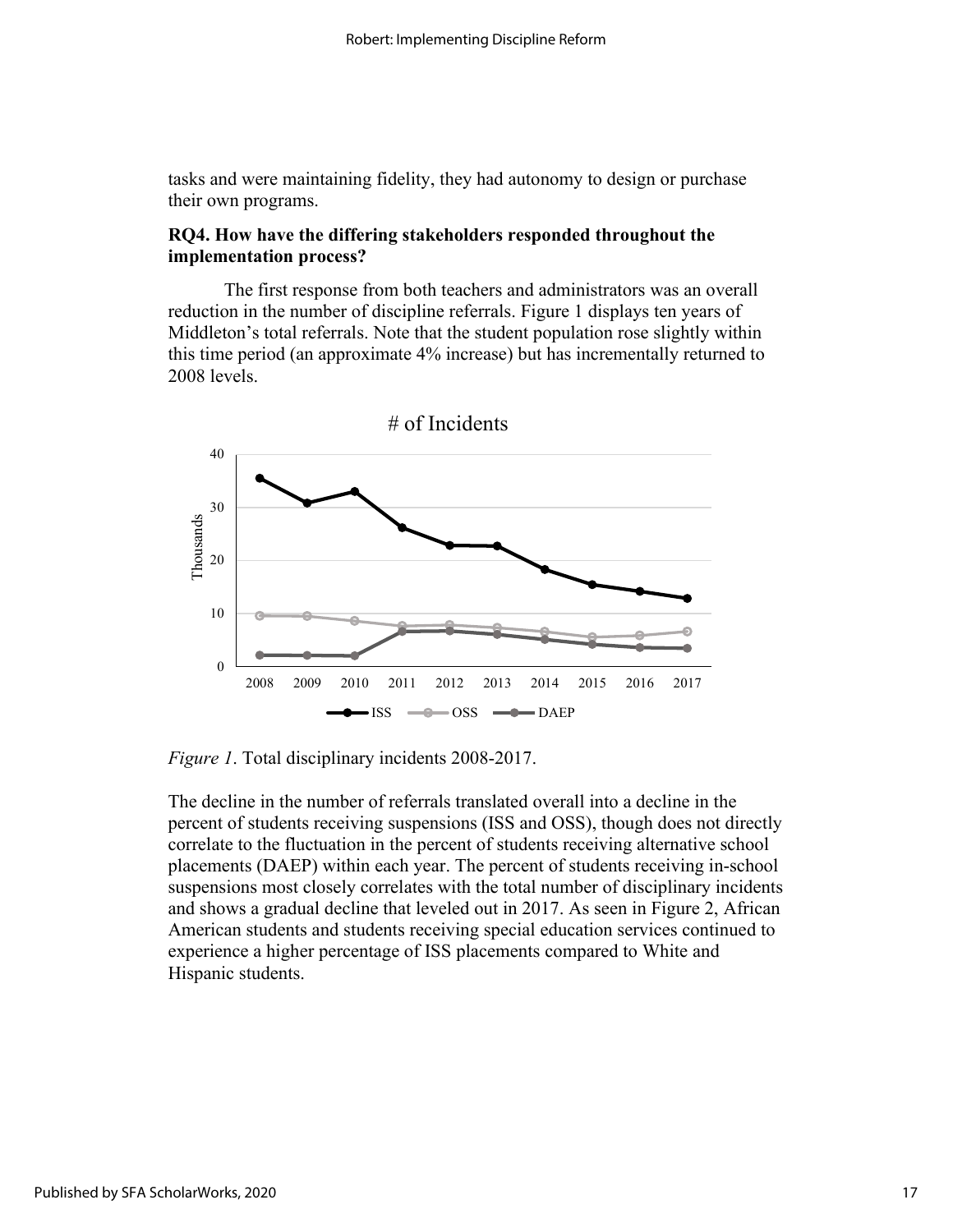tasks and were maintaining fidelity, they had autonomy to design or purchase their own programs.

### RQ4. How have the differing stakeholders responded throughout the implementation process?

The first response from both teachers and administrators was an overall reduction in the number of discipline referrals. Figure 1 displays ten years of Middleton's total referrals. Note that the student population rose slightly within this time period (an approximate 4% increase) but has incrementally returned to 2008 levels.

*Figure 1*. Total disciplinary incidents 2008-2017.

The decline in the number of referrals translated overall into a decline in the percent of students receiving suspensions (ISS and OSS), though does not directly correlate to the fluctuation in the percent of students receiving alternative school placements (DAEP) within each year. The percent of students receiving in-school suspensions most closely correlates with the total number of disciplinary incidents and shows a gradual decline that leveled out in 2017. As seen in Figure 2, African American students and students receiving special education services continued to experience a higher percentage of ISS placements compared to White and Hispanic students.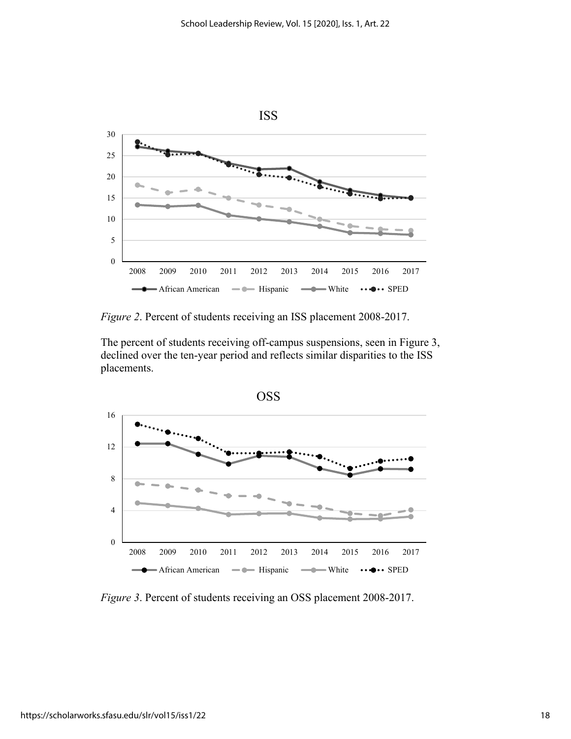*Figure 2*. Percent of students receiving an ISS placement 2008-2017.

The percent of students receiving off-campus suspensions, seen in Figure 3, declined over the ten-year period and reflects similar disparities to the ISS placements.

*Figure 3*. Percent of students receiving an OSS placement 2008-2017.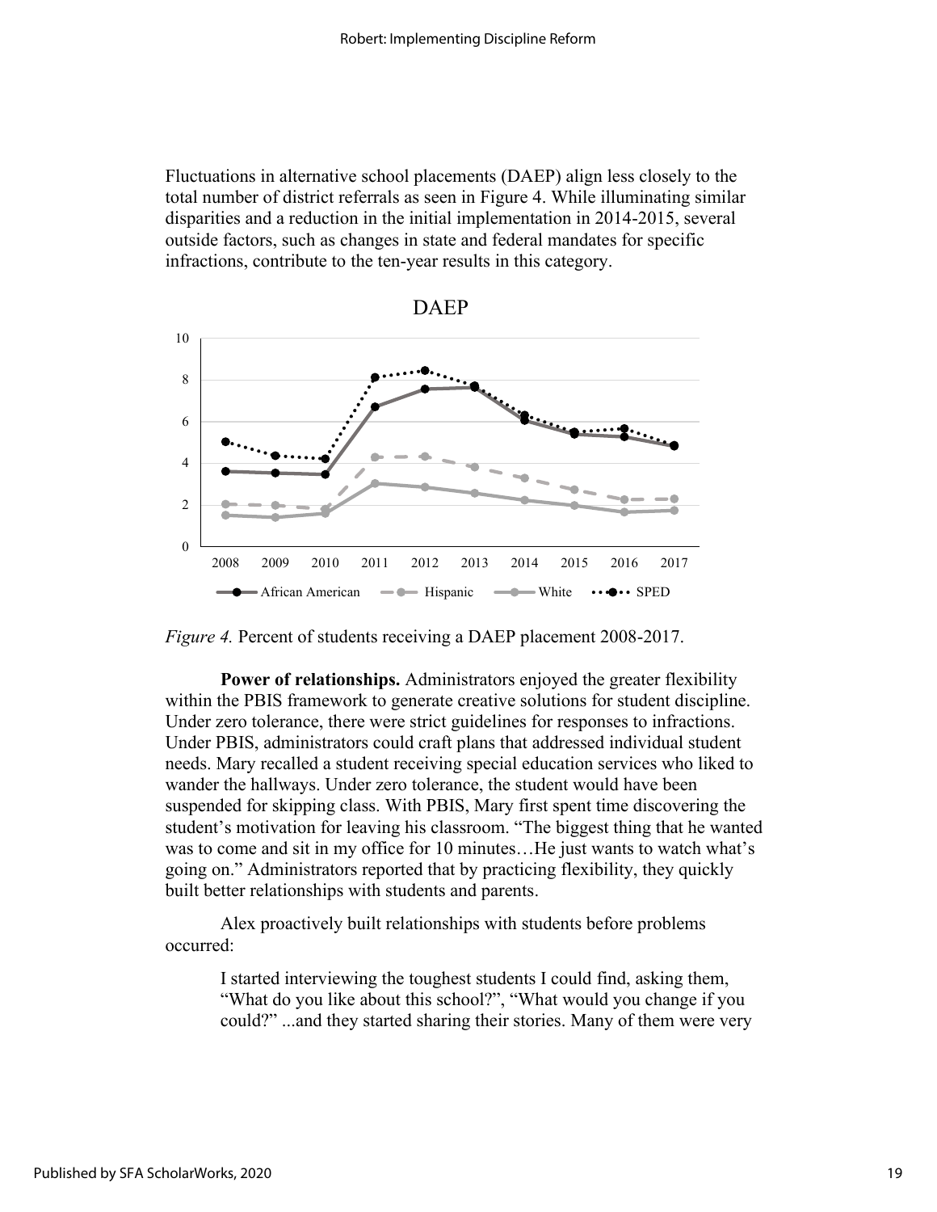Fluctuations in alternative school placements (DAEP) align less closely to the total number of district referrals as seen in Figure 4. While illuminating similar disparities and a reduction in the initial implementation in 2014-2015, several outside factors, such as changes in state and federal mandates for specific infractions, contribute to the ten-year results in this category.

*Figure 4.* Percent of students receiving a DAEP placement 2008-2017.

**Power of relationships.** Administrators enjoyed the greater flexibility within the PBIS framework to generate creative solutions for student discipline. Under zero tolerance, there were strict guidelines for responses to infractions. Under PBIS, administrators could craft plans that addressed individual student needs. Mary recalled a student receiving special education services who liked to wander the hallways. Under zero tolerance, the student would have been suspended for skipping class. With PBIS, Mary first spent time discovering the student's motivation for leaving his classroom. "The biggest thing that he wanted was to come and sit in my office for 10 minutes…He just wants to watch what's going on." Administrators reported that by practicing flexibility, they quickly built better relationships with students and parents.

Alex proactively built relationships with students before problems occurred:

> I started interviewing the toughest students I could find, asking them, "What do you like about this school?", "What would you change if you could?" ...and they started sharing their stories. Many of them were very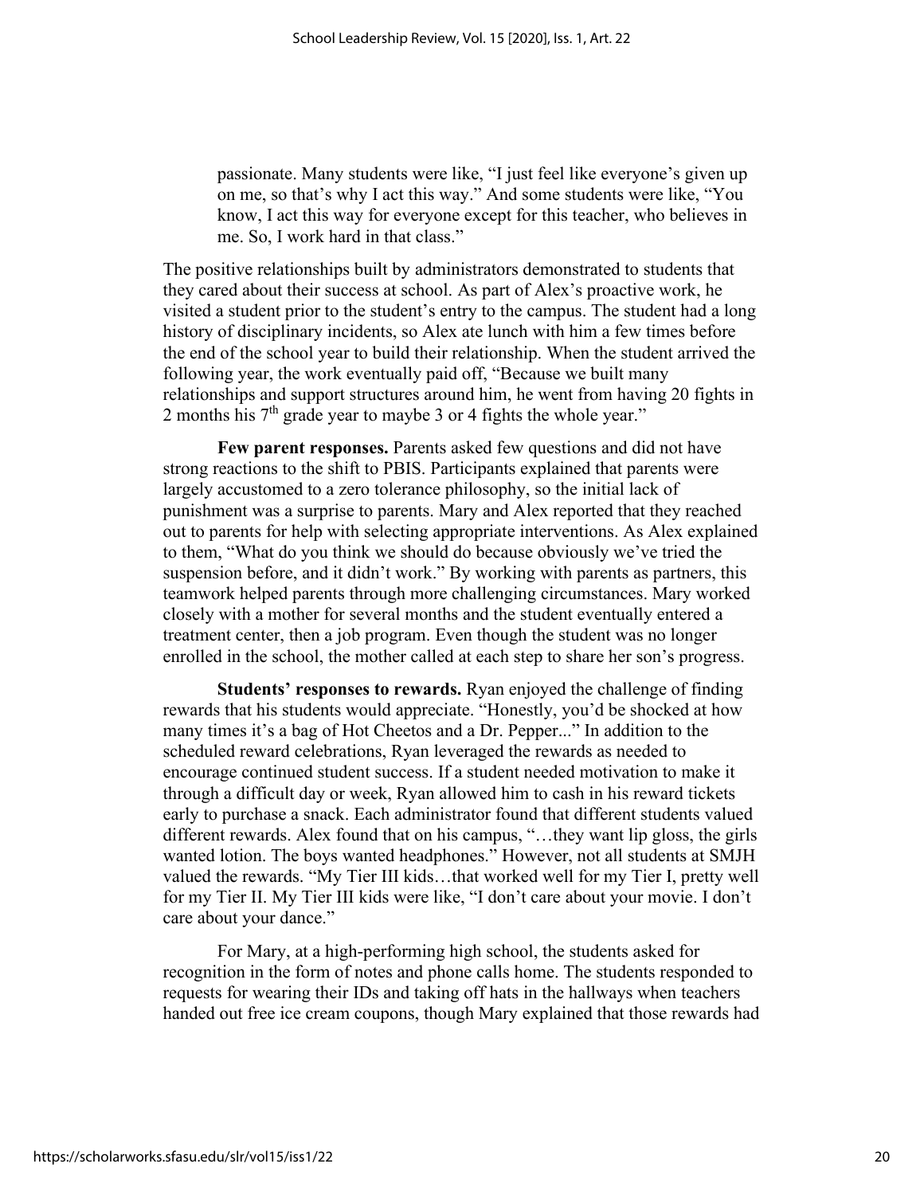> passionate. Many students were like, "I just feel like everyone's given up on me, so that's why I act this way." And some students were like, "You know, I act this way for everyone except for this teacher, who believes in me. So, I work hard in that class."

The positive relationships built by administrators demonstrated to students that they cared about their success at school. As part of Alex's proactive work, he visited a student prior to the student's entry to the campus. The student had a long history of disciplinary incidents, so Alex ate lunch with him a few times before the end of the school year to build their relationship. When the student arrived the following year, the work eventually paid off, "Because we built many relationships and support structures around him, he went from having 20 fights in 2 months his 7th grade year to maybe 3 or 4 fights the whole year."

**Few parent responses.** Parents asked few questions and did not have strong reactions to the shift to PBIS. Participants explained that parents were largely accustomed to a zero tolerance philosophy, so the initial lack of punishment was a surprise to parents. Mary and Alex reported that they reached out to parents for help with selecting appropriate interventions. As Alex explained to them, "What do you think we should do because obviously we've tried the suspension before, and it didn't work." By working with parents as partners, this teamwork helped parents through more challenging circumstances. Mary worked closely with a mother for several months and the student eventually entered a treatment center, then a job program. Even though the student was no longer enrolled in the school, the mother called at each step to share her son's progress.

**Students' responses to rewards.** Ryan enjoyed the challenge of finding rewards that his students would appreciate. "Honestly, you'd be shocked at how many times it's a bag of Hot Cheetos and a Dr. Pepper..." In addition to the scheduled reward celebrations, Ryan leveraged the rewards as needed to encourage continued student success. If a student needed motivation to make it through a difficult day or week, Ryan allowed him to cash in his reward tickets early to purchase a snack. Each administrator found that different students valued different rewards. Alex found that on his campus, "…they want lip gloss, the girls wanted lotion. The boys wanted headphones." However, not all students at SMJH valued the rewards. "My Tier III kids…that worked well for my Tier I, pretty well for my Tier II. My Tier III kids were like, "I don't care about your movie. I don't care about your dance."

For Mary, at a high-performing high school, the students asked for recognition in the form of notes and phone calls home. The students responded to requests for wearing their IDs and taking off hats in the hallways when teachers handed out free ice cream coupons, though Mary explained that those rewards had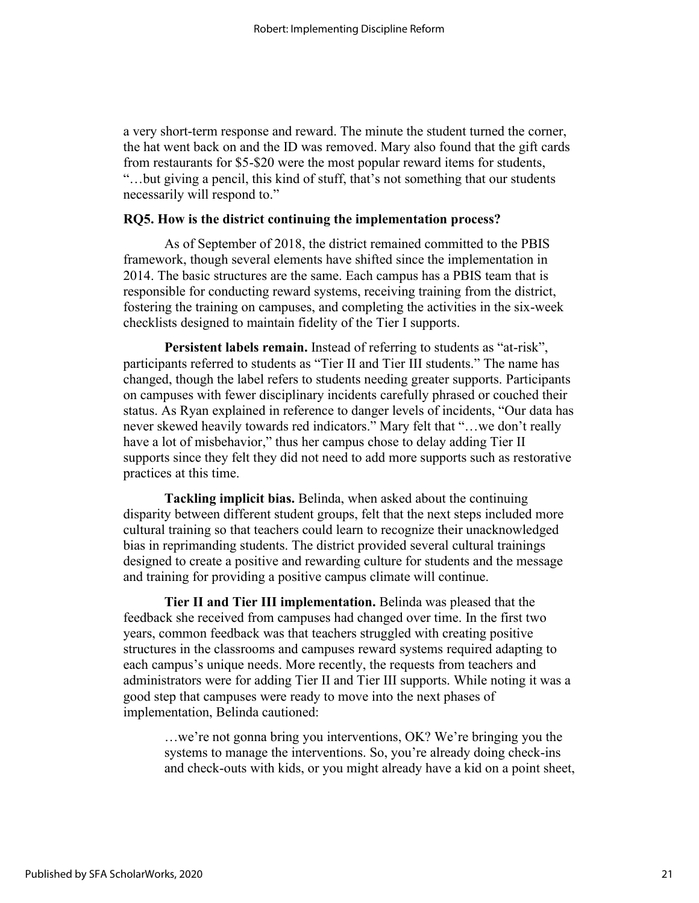a very short-term response and reward. The minute the student turned the corner, the hat went back on and the ID was removed. Mary also found that the gift cards from restaurants for $5-$20 were the most popular reward items for students, "…but giving a pencil, this kind of stuff, that's not something that our students necessarily will respond to."

### RQ5. How is the district continuing the implementation process?

As of September of 2018, the district remained committed to the PBIS framework, though several elements have shifted since the implementation in 2014. The basic structures are the same. Each campus has a PBIS team that is responsible for conducting reward systems, receiving training from the district, fostering the training on campuses, and completing the activities in the six-week checklists designed to maintain fidelity of the Tier I supports.

**Persistent labels remain.** Instead of referring to students as "at-risk", participants referred to students as "Tier II and Tier III students." The name has changed, though the label refers to students needing greater supports. Participants on campuses with fewer disciplinary incidents carefully phrased or couched their status. As Ryan explained in reference to danger levels of incidents, "Our data has never skewed heavily towards red indicators." Mary felt that "…we don't really have a lot of misbehavior," thus her campus chose to delay adding Tier II supports since they felt they did not need to add more supports such as restorative practices at this time.

**Tackling implicit bias.** Belinda, when asked about the continuing disparity between different student groups, felt that the next steps included more cultural training so that teachers could learn to recognize their unacknowledged bias in reprimanding students. The district provided several cultural trainings designed to create a positive and rewarding culture for students and the message and training for providing a positive campus climate will continue.

**Tier II and Tier III implementation.** Belinda was pleased that the feedback she received from campuses had changed over time. In the first two years, common feedback was that teachers struggled with creating positive structures in the classrooms and campuses reward systems required adapting to each campus's unique needs. More recently, the requests from teachers and administrators were for adding Tier II and Tier III supports. While noting it was a good step that campuses were ready to move into the next phases of implementation, Belinda cautioned:

> …we're not gonna bring you interventions, OK? We're bringing you the systems to manage the interventions. So, you're already doing check-ins and check-outs with kids, or you might already have a kid on a point sheet,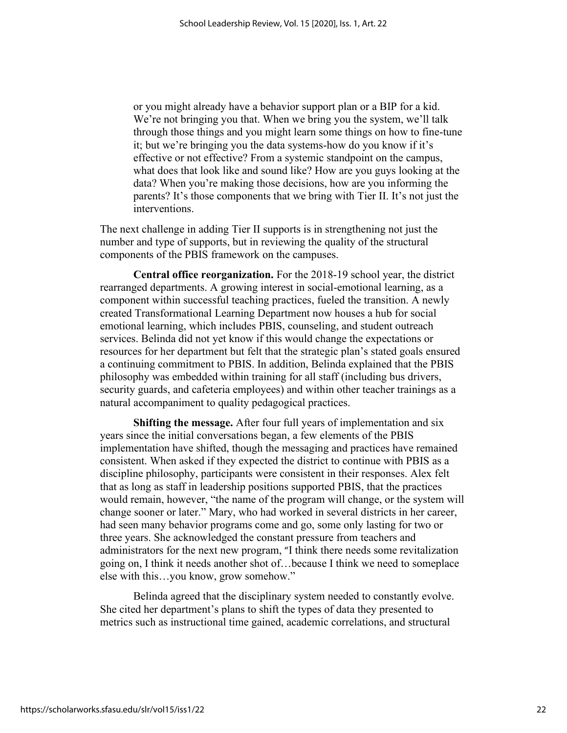> or you might already have a behavior support plan or a BIP for a kid. We're not bringing you that. When we bring you the system, we'll talk through those things and you might learn some things on how to fine-tune it; but we're bringing you the data systems-how do you know if it's effective or not effective? From a systemic standpoint on the campus, what does that look like and sound like? How are you guys looking at the data? When you're making those decisions, how are you informing the parents? It's those components that we bring with Tier II. It's not just the interventions.

The next challenge in adding Tier II supports is in strengthening not just the number and type of supports, but in reviewing the quality of the structural components of the PBIS framework on the campuses.

**Central office reorganization.** For the 2018-19 school year, the district rearranged departments. A growing interest in social-emotional learning, as a component within successful teaching practices, fueled the transition. A newly created Transformational Learning Department now houses a hub for social emotional learning, which includes PBIS, counseling, and student outreach services. Belinda did not yet know if this would change the expectations or resources for her department but felt that the strategic plan's stated goals ensured a continuing commitment to PBIS. In addition, Belinda explained that the PBIS philosophy was embedded within training for all staff (including bus drivers, security guards, and cafeteria employees) and within other teacher trainings as a natural accompaniment to quality pedagogical practices.

**Shifting the message.** After four full years of implementation and six years since the initial conversations began, a few elements of the PBIS implementation have shifted, though the messaging and practices have remained consistent. When asked if they expected the district to continue with PBIS as a discipline philosophy, participants were consistent in their responses. Alex felt that as long as staff in leadership positions supported PBIS, that the practices would remain, however, "the name of the program will change, or the system will change sooner or later." Mary, who had worked in several districts in her career, had seen many behavior programs come and go, some only lasting for two or three years. She acknowledged the constant pressure from teachers and administrators for the next new program, "I think there needs some revitalization going on, I think it needs another shot of…because I think we need to someplace else with this…you know, grow somehow."

Belinda agreed that the disciplinary system needed to constantly evolve. She cited her department's plans to shift the types of data they presented to metrics such as instructional time gained, academic correlations, and structural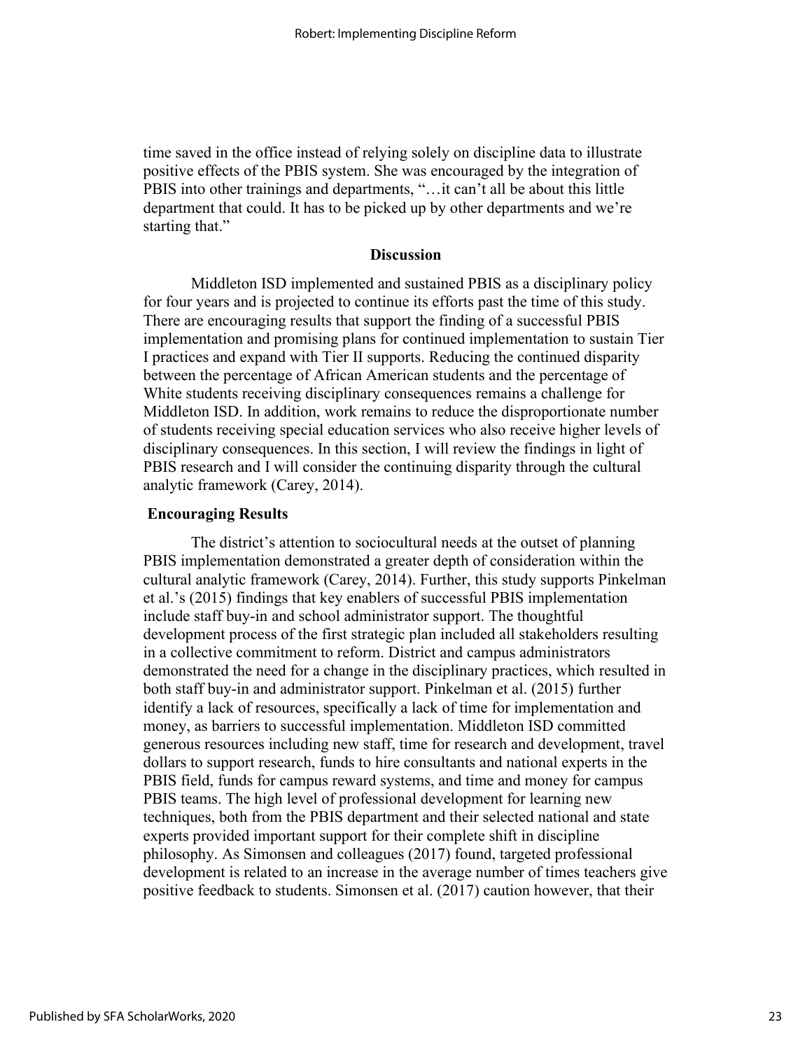time saved in the office instead of relying solely on discipline data to illustrate positive effects of the PBIS system. She was encouraged by the integration of PBIS into other trainings and departments, "…it can't all be about this little department that could. It has to be picked up by other departments and we're starting that."

## Discussion

Middleton ISD implemented and sustained PBIS as a disciplinary policy for four years and is projected to continue its efforts past the time of this study. There are encouraging results that support the finding of a successful PBIS implementation and promising plans for continued implementation to sustain Tier I practices and expand with Tier II supports. Reducing the continued disparity between the percentage of African American students and the percentage of White students receiving disciplinary consequences remains a challenge for Middleton ISD. In addition, work remains to reduce the disproportionate number of students receiving special education services who also receive higher levels of disciplinary consequences. In this section, I will review the findings in light of PBIS research and I will consider the continuing disparity through the cultural analytic framework (Carey, 2014).

### Encouraging Results

The district's attention to sociocultural needs at the outset of planning PBIS implementation demonstrated a greater depth of consideration within the cultural analytic framework (Carey, 2014). Further, this study supports Pinkelman et al.'s (2015) findings that key enablers of successful PBIS implementation include staff buy-in and school administrator support. The thoughtful development process of the first strategic plan included all stakeholders resulting in a collective commitment to reform. District and campus administrators demonstrated the need for a change in the disciplinary practices, which resulted in both staff buy-in and administrator support. Pinkelman et al. (2015) further identify a lack of resources, specifically a lack of time for implementation and money, as barriers to successful implementation. Middleton ISD committed generous resources including new staff, time for research and development, travel dollars to support research, funds to hire consultants and national experts in the PBIS field, funds for campus reward systems, and time and money for campus PBIS teams. The high level of professional development for learning new techniques, both from the PBIS department and their selected national and state experts provided important support for their complete shift in discipline philosophy. As Simonsen and colleagues (2017) found, targeted professional development is related to an increase in the average number of times teachers give positive feedback to students. Simonsen et al. (2017) caution however, that their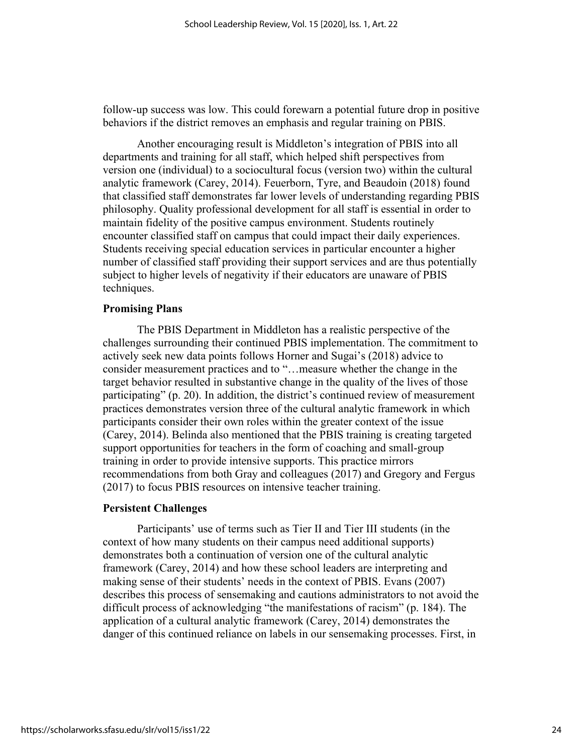follow-up success was low. This could forewarn a potential future drop in positive behaviors if the district removes an emphasis and regular training on PBIS.

Another encouraging result is Middleton's integration of PBIS into all departments and training for all staff, which helped shift perspectives from version one (individual) to a sociocultural focus (version two) within the cultural analytic framework (Carey, 2014). Feuerborn, Tyre, and Beaudoin (2018) found that classified staff demonstrates far lower levels of understanding regarding PBIS philosophy. Quality professional development for all staff is essential in order to maintain fidelity of the positive campus environment. Students routinely encounter classified staff on campus that could impact their daily experiences. Students receiving special education services in particular encounter a higher number of classified staff providing their support services and are thus potentially subject to higher levels of negativity if their educators are unaware of PBIS techniques.

**Promising Plans**

The PBIS Department in Middleton has a realistic perspective of the challenges surrounding their continued PBIS implementation. The commitment to actively seek new data points follows Horner and Sugai's (2018) advice to consider measurement practices and to "…measure whether the change in the target behavior resulted in substantive change in the quality of the lives of those participating" (p. 20). In addition, the district's continued review of measurement practices demonstrates version three of the cultural analytic framework in which participants consider their own roles within the greater context of the issue (Carey, 2014). Belinda also mentioned that the PBIS training is creating targeted support opportunities for teachers in the form of coaching and small-group training in order to provide intensive supports. This practice mirrors recommendations from both Gray and colleagues (2017) and Gregory and Fergus (2017) to focus PBIS resources on intensive teacher training.

**Persistent Challenges**

Participants' use of terms such as Tier II and Tier III students (in the context of how many students on their campus need additional supports) demonstrates both a continuation of version one of the cultural analytic framework (Carey, 2014) and how these school leaders are interpreting and making sense of their students' needs in the context of PBIS. Evans (2007) describes this process of sensemaking and cautions administrators to not avoid the difficult process of acknowledging "the manifestations of racism" (p. 184). The application of a cultural analytic framework (Carey, 2014) demonstrates the danger of this continued reliance on labels in our sensemaking processes. First, in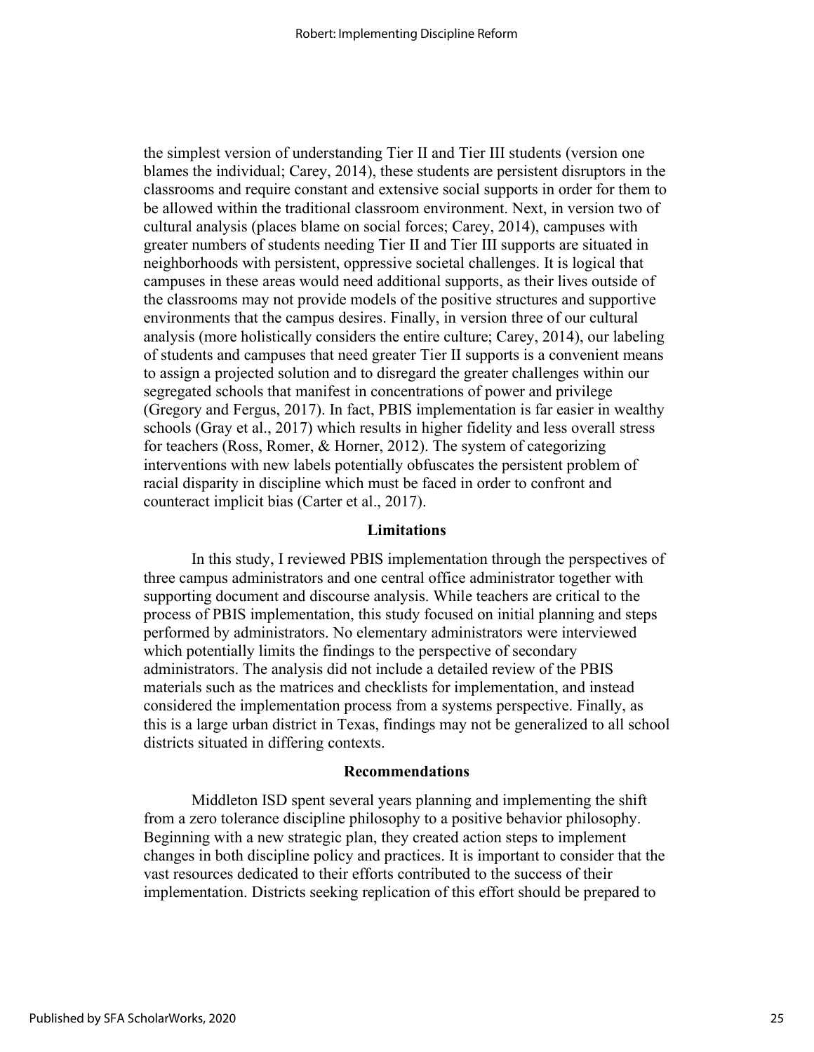the simplest version of understanding Tier II and Tier III students (version one blames the individual; Carey, 2014), these students are persistent disruptors in the classrooms and require constant and extensive social supports in order for them to be allowed within the traditional classroom environment. Next, in version two of cultural analysis (places blame on social forces; Carey, 2014), campuses with greater numbers of students needing Tier II and Tier III supports are situated in neighborhoods with persistent, oppressive societal challenges. It is logical that campuses in these areas would need additional supports, as their lives outside of the classrooms may not provide models of the positive structures and supportive environments that the campus desires. Finally, in version three of our cultural analysis (more holistically considers the entire culture; Carey, 2014), our labeling of students and campuses that need greater Tier II supports is a convenient means to assign a projected solution and to disregard the greater challenges within our segregated schools that manifest in concentrations of power and privilege (Gregory and Fergus, 2017). In fact, PBIS implementation is far easier in wealthy schools (Gray et al., 2017) which results in higher fidelity and less overall stress for teachers (Ross, Romer, & Horner, 2012). The system of categorizing interventions with new labels potentially obfuscates the persistent problem of racial disparity in discipline which must be faced in order to confront and counteract implicit bias (Carter et al., 2017).

## Limitations

In this study, I reviewed PBIS implementation through the perspectives of three campus administrators and one central office administrator together with supporting document and discourse analysis. While teachers are critical to the process of PBIS implementation, this study focused on initial planning and steps performed by administrators. No elementary administrators were interviewed which potentially limits the findings to the perspective of secondary administrators. The analysis did not include a detailed review of the PBIS materials such as the matrices and checklists for implementation, and instead considered the implementation process from a systems perspective. Finally, as this is a large urban district in Texas, findings may not be generalized to all school districts situated in differing contexts.

## Recommendations

Middleton ISD spent several years planning and implementing the shift from a zero tolerance discipline philosophy to a positive behavior philosophy. Beginning with a new strategic plan, they created action steps to implement changes in both discipline policy and practices. It is important to consider that the vast resources dedicated to their efforts contributed to the success of their implementation. Districts seeking replication of this effort should be prepared to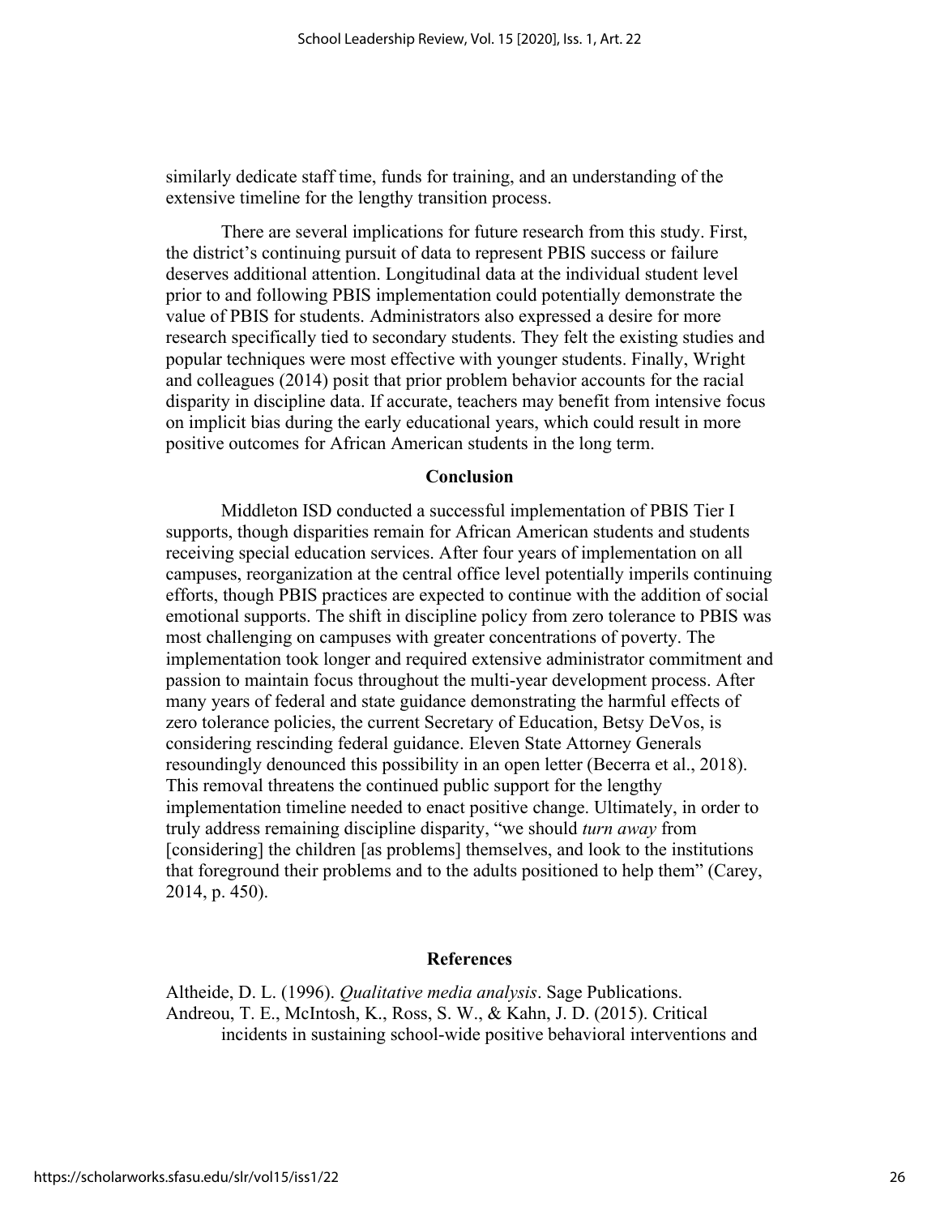similarly dedicate staff time, funds for training, and an understanding of the extensive timeline for the lengthy transition process.

There are several implications for future research from this study. First, the district's continuing pursuit of data to represent PBIS success or failure deserves additional attention. Longitudinal data at the individual student level prior to and following PBIS implementation could potentially demonstrate the value of PBIS for students. Administrators also expressed a desire for more research specifically tied to secondary students. They felt the existing studies and popular techniques were most effective with younger students. Finally, Wright and colleagues (2014) posit that prior problem behavior accounts for the racial disparity in discipline data. If accurate, teachers may benefit from intensive focus on implicit bias during the early educational years, which could result in more positive outcomes for African American students in the long term.

## Conclusion

Middleton ISD conducted a successful implementation of PBIS Tier I supports, though disparities remain for African American students and students receiving special education services. After four years of implementation on all campuses, reorganization at the central office level potentially imperils continuing efforts, though PBIS practices are expected to continue with the addition of social emotional supports. The shift in discipline policy from zero tolerance to PBIS was most challenging on campuses with greater concentrations of poverty. The implementation took longer and required extensive administrator commitment and passion to maintain focus throughout the multi-year development process. After many years of federal and state guidance demonstrating the harmful effects of zero tolerance policies, the current Secretary of Education, Betsy DeVos, is considering rescinding federal guidance. Eleven State Attorney Generals resoundingly denounced this possibility in an open letter (Becerra et al., 2018). This removal threatens the continued public support for the lengthy implementation timeline needed to enact positive change. Ultimately, in order to truly address remaining discipline disparity, "we should *turn away* from [considering] the children [as problems] themselves, and look to the institutions that foreground their problems and to the adults positioned to help them" (Carey, 2014, p. 450).

## References

Altheide, D. L. (1996). *Qualitative media analysis*. Sage Publications.

Andreou, T. E., McIntosh, K., Ross, S. W., & Kahn, J. D. (2015). Critical incidents in sustaining school-wide positive behavioral interventions and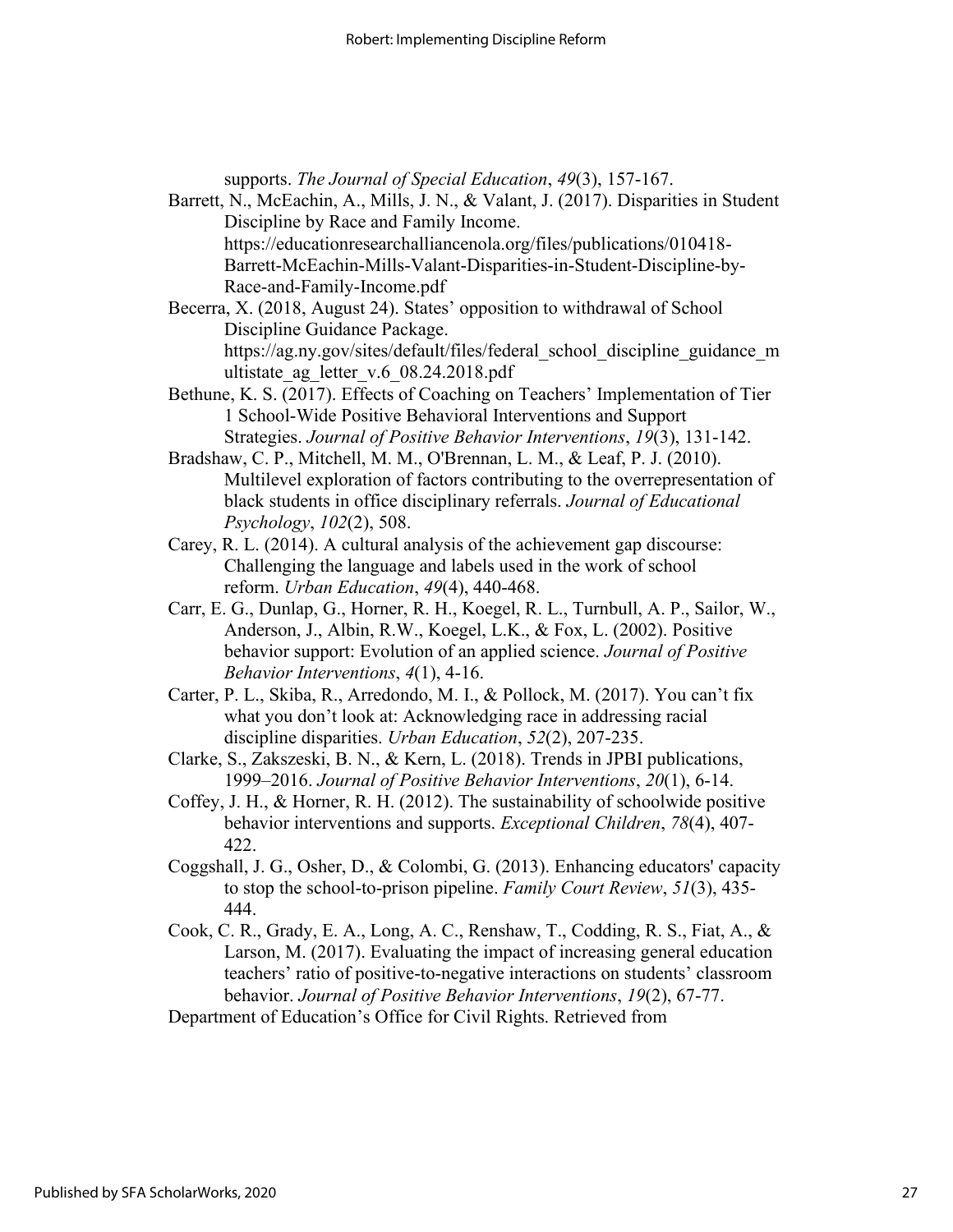supports. *The Journal of Special Education*, *49*(3), 157-167.

Barrett, N., McEachin, A., Mills, J. N., & Valant, J. (2017). Disparities in Student Discipline by Race and Family Income. https://educationresearchalliancenola.org/files/publications/010418-Barrett-McEachin-Mills-Valant-Disparities-in-Student-Discipline-by-Race-and-Family-Income.pdf

Becerra, X. (2018, August 24). States' opposition to withdrawal of School Discipline Guidance Package. https://ag.ny.gov/sites/default/files/federal_school_discipline_guidance_multistate_ag_letter_v.6_08.24.2018.pdf

Bethune, K. S. (2017). Effects of Coaching on Teachers' Implementation of Tier 1 School-Wide Positive Behavioral Interventions and Support Strategies. *Journal of Positive Behavior Interventions*, *19*(3), 131-142.

Bradshaw, C. P., Mitchell, M. M., O'Brennan, L. M., & Leaf, P. J. (2010). Multilevel exploration of factors contributing to the overrepresentation of black students in office disciplinary referrals. *Journal of Educational Psychology*, *102*(2), 508.

Carey, R. L. (2014). A cultural analysis of the achievement gap discourse: Challenging the language and labels used in the work of school reform. *Urban Education*, *49*(4), 440-468.

Carr, E. G., Dunlap, G., Horner, R. H., Koegel, R. L., Turnbull, A. P., Sailor, W., Anderson, J., Albin, R.W., Koegel, L.K., & Fox, L. (2002). Positive behavior support: Evolution of an applied science. *Journal of Positive Behavior Interventions*, *4*(1), 4-16.

Carter, P. L., Skiba, R., Arredondo, M. I., & Pollock, M. (2017). You can't fix what you don't look at: Acknowledging race in addressing racial discipline disparities. *Urban Education*, *52*(2), 207-235.

Clarke, S., Zakszeski, B. N., & Kern, L. (2018). Trends in JPBI publications, 1999–2016. *Journal of Positive Behavior Interventions*, *20*(1), 6-14.

Coffey, J. H., & Horner, R. H. (2012). The sustainability of schoolwide positive behavior interventions and supports. *Exceptional Children*, *78*(4), 407-422.

Coggshall, J. G., Osher, D., & Colombi, G. (2013). Enhancing educators' capacity to stop the school-to-prison pipeline. *Family Court Review*, *51*(3), 435-444.

Cook, C. R., Grady, E. A., Long, A. C., Renshaw, T., Codding, R. S., Fiat, A., & Larson, M. (2017). Evaluating the impact of increasing general education teachers' ratio of positive-to-negative interactions on students' classroom behavior. *Journal of Positive Behavior Interventions*, *19*(2), 67-77.

Department of Education's Office for Civil Rights. Retrieved from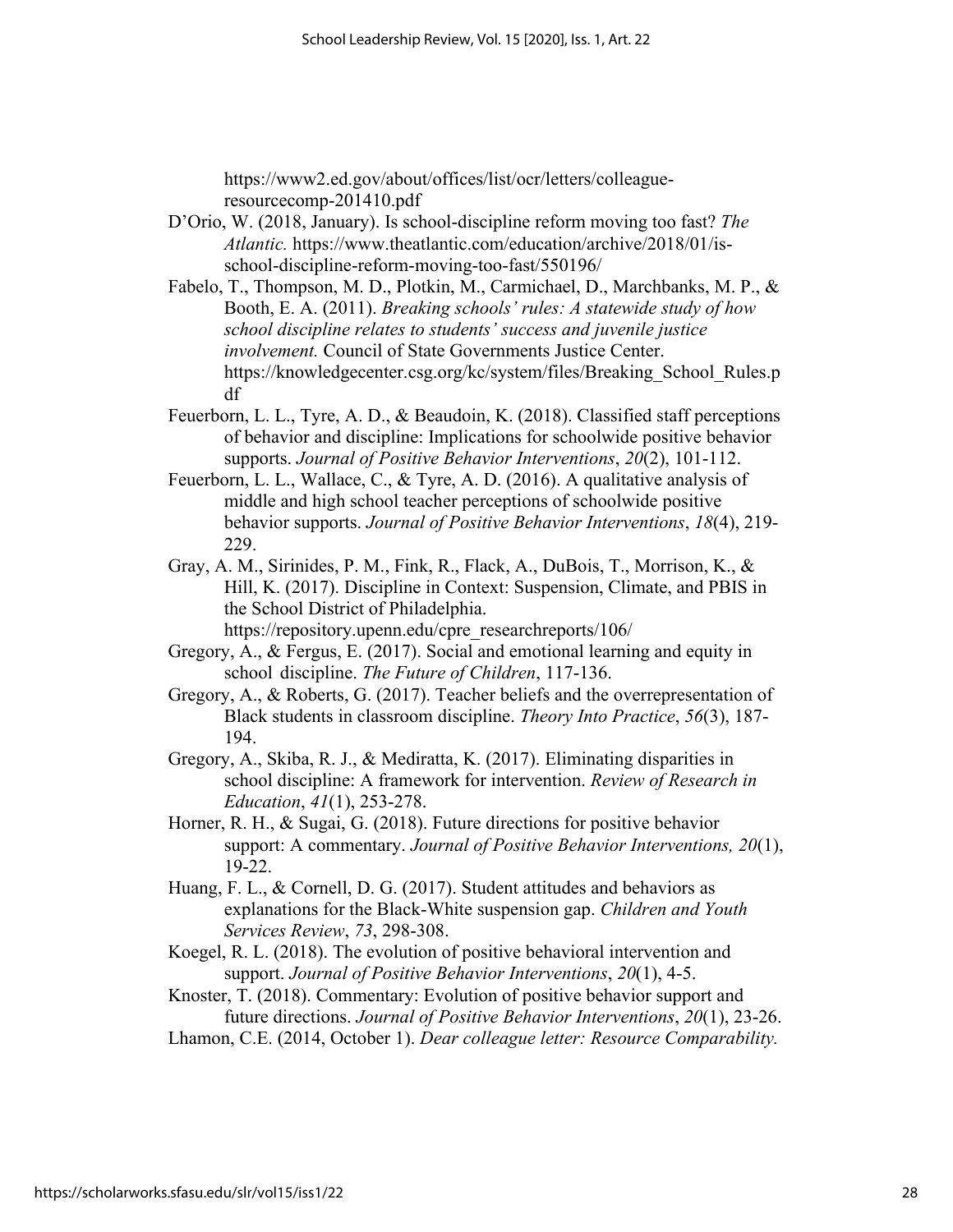https://www2.ed.gov/about/offices/list/ocr/letters/colleague-resourcecomp-201410.pdf

D'Orio, W. (2018, January). Is school-discipline reform moving too fast? *The Atlantic.* https://www.theatlantic.com/education/archive/2018/01/is-school-discipline-reform-moving-too-fast/550196/

Fabelo, T., Thompson, M. D., Plotkin, M., Carmichael, D., Marchbanks, M. P., & Booth, E. A. (2011). *Breaking schools' rules: A statewide study of how school discipline relates to students' success and juvenile justice involvement.* Council of State Governments Justice Center. https://knowledgecenter.csg.org/kc/system/files/Breaking_School_Rules.pdf

Feuerborn, L. L., Tyre, A. D., & Beaudoin, K. (2018). Classified staff perceptions of behavior and discipline: Implications for schoolwide positive behavior supports. *Journal of Positive Behavior Interventions*, *20*(2), 101-112.

Feuerborn, L. L., Wallace, C., & Tyre, A. D. (2016). A qualitative analysis of middle and high school teacher perceptions of schoolwide positive behavior supports. *Journal of Positive Behavior Interventions*, *18*(4), 219-229.

Gray, A. M., Sirinides, P. M., Fink, R., Flack, A., DuBois, T., Morrison, K., & Hill, K. (2017). Discipline in Context: Suspension, Climate, and PBIS in the School District of Philadelphia. https://repository.upenn.edu/cpre_researchreports/106/

Gregory, A., & Fergus, E. (2017). Social and emotional learning and equity in school discipline. *The Future of Children*, 117-136.

Gregory, A., & Roberts, G. (2017). Teacher beliefs and the overrepresentation of Black students in classroom discipline. *Theory Into Practice*, *56*(3), 187-194.

Gregory, A., Skiba, R. J., & Mediratta, K. (2017). Eliminating disparities in school discipline: A framework for intervention. *Review of Research in Education*, *41*(1), 253-278.

Horner, R. H., & Sugai, G. (2018). Future directions for positive behavior support: A commentary. *Journal of Positive Behavior Interventions, 20*(1), 19-22.

Huang, F. L., & Cornell, D. G. (2017). Student attitudes and behaviors as explanations for the Black-White suspension gap. *Children and Youth Services Review*, *73*, 298-308.

Koegel, R. L. (2018). The evolution of positive behavioral intervention and support. *Journal of Positive Behavior Interventions*, *20*(1), 4-5.

Knoster, T. (2018). Commentary: Evolution of positive behavior support and future directions. *Journal of Positive Behavior Interventions*, *20*(1), 23-26.

Lhamon, C.E. (2014, October 1). *Dear colleague letter: Resource Comparability.*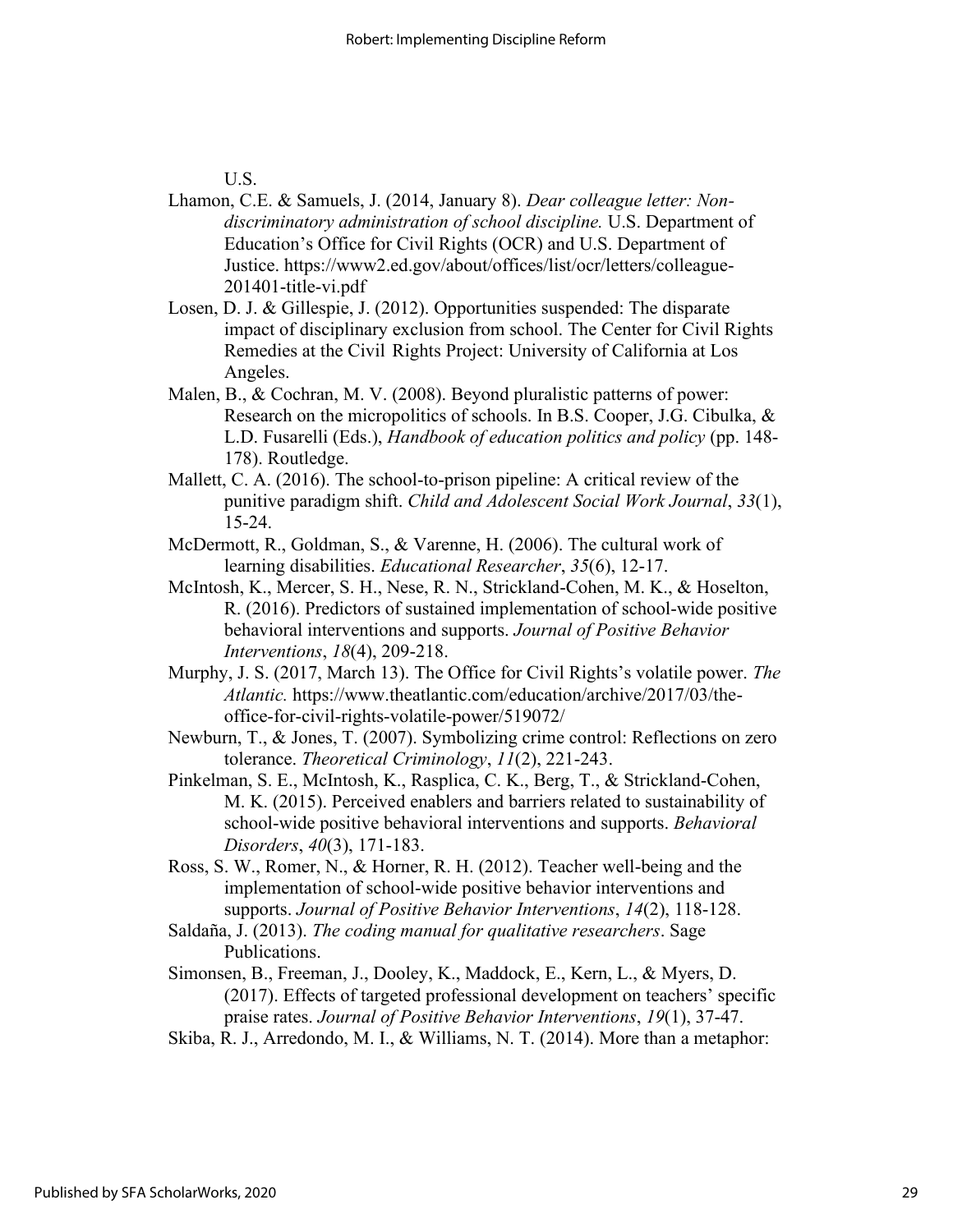U.S.

Lhamon, C.E. & Samuels, J. (2014, January 8). *Dear colleague letter: Non-discriminatory administration of school discipline.* U.S. Department of Education's Office for Civil Rights (OCR) and U.S. Department of Justice. https://www2.ed.gov/about/offices/list/ocr/letters/colleague-201401-title-vi.pdf

Losen, D. J. & Gillespie, J. (2012). Opportunities suspended: The disparate impact of disciplinary exclusion from school. The Center for Civil Rights Remedies at the Civil Rights Project: University of California at Los Angeles.

Malen, B., & Cochran, M. V. (2008). Beyond pluralistic patterns of power: Research on the micropolitics of schools. In B.S. Cooper, J.G. Cibulka, & L.D. Fusarelli (Eds.), *Handbook of education politics and policy* (pp. 148-178). Routledge.

Mallett, C. A. (2016). The school-to-prison pipeline: A critical review of the punitive paradigm shift. *Child and Adolescent Social Work Journal*, *33*(1), 15-24.

McDermott, R., Goldman, S., & Varenne, H. (2006). The cultural work of learning disabilities. *Educational Researcher*, *35*(6), 12-17.

McIntosh, K., Mercer, S. H., Nese, R. N., Strickland-Cohen, M. K., & Hoselton, R. (2016). Predictors of sustained implementation of school-wide positive behavioral interventions and supports. *Journal of Positive Behavior Interventions*, *18*(4), 209-218.

Murphy, J. S. (2017, March 13). The Office for Civil Rights's volatile power. *The Atlantic.* https://www.theatlantic.com/education/archive/2017/03/the-office-for-civil-rights-volatile-power/519072/

Newburn, T., & Jones, T. (2007). Symbolizing crime control: Reflections on zero tolerance. *Theoretical Criminology*, *11*(2), 221-243.

Pinkelman, S. E., McIntosh, K., Rasplica, C. K., Berg, T., & Strickland-Cohen, M. K. (2015). Perceived enablers and barriers related to sustainability of school-wide positive behavioral interventions and supports. *Behavioral Disorders*, *40*(3), 171-183.

Ross, S. W., Romer, N., & Horner, R. H. (2012). Teacher well-being and the implementation of school-wide positive behavior interventions and supports. *Journal of Positive Behavior Interventions*, *14*(2), 118-128.

Saldaña, J. (2013). *The coding manual for qualitative researchers*. Sage Publications.

Simonsen, B., Freeman, J., Dooley, K., Maddock, E., Kern, L., & Myers, D. (2017). Effects of targeted professional development on teachers' specific praise rates. *Journal of Positive Behavior Interventions*, *19*(1), 37-47.

Skiba, R. J., Arredondo, M. I., & Williams, N. T. (2014). More than a metaphor: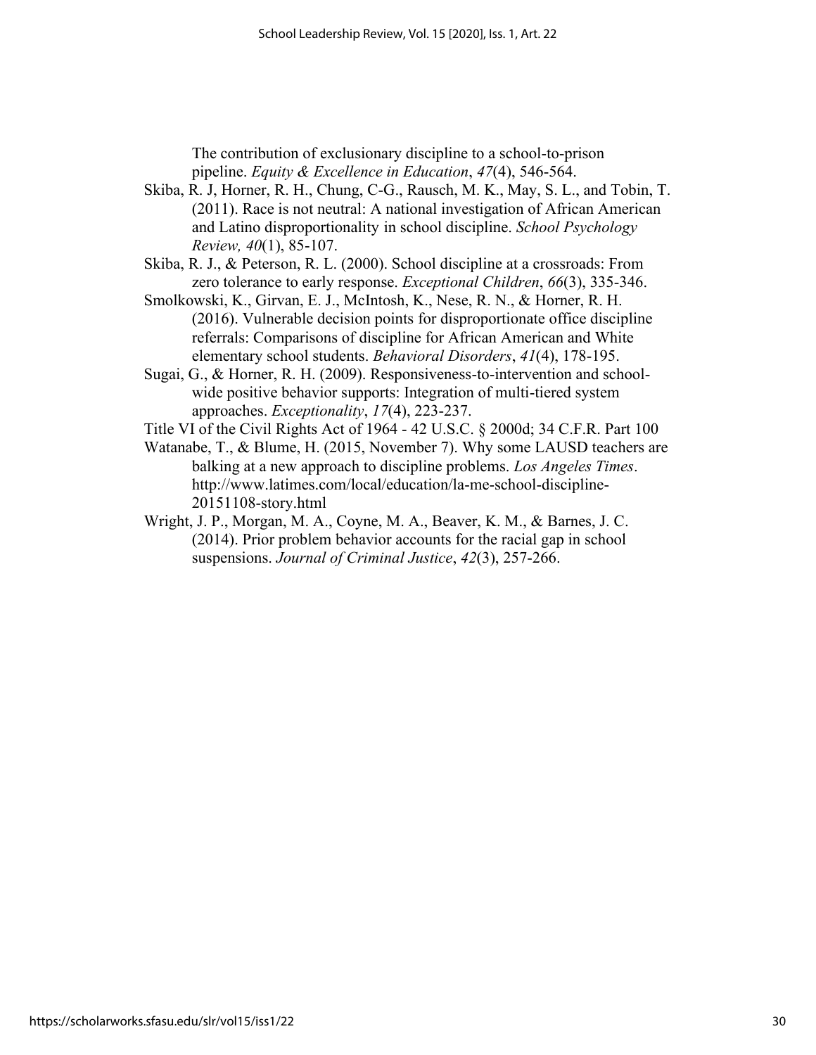The contribution of exclusionary discipline to a school-to-prison pipeline. *Equity & Excellence in Education*, *47*(4), 546-564.

Skiba, R. J, Horner, R. H., Chung, C-G., Rausch, M. K., May, S. L., and Tobin, T. (2011). Race is not neutral: A national investigation of African American and Latino disproportionality in school discipline. *School Psychology Review, 40*(1), 85-107.

Skiba, R. J., & Peterson, R. L. (2000). School discipline at a crossroads: From zero tolerance to early response. *Exceptional Children*, *66*(3), 335-346.

Smolkowski, K., Girvan, E. J., McIntosh, K., Nese, R. N., & Horner, R. H. (2016). Vulnerable decision points for disproportionate office discipline referrals: Comparisons of discipline for African American and White elementary school students. *Behavioral Disorders*, *41*(4), 178-195.

Sugai, G., & Horner, R. H. (2009). Responsiveness-to-intervention and school-wide positive behavior supports: Integration of multi-tiered system approaches. *Exceptionality*, *17*(4), 223-237.

Title VI of the Civil Rights Act of 1964 - 42 U.S.C. § 2000d; 34 C.F.R. Part 100

Watanabe, T., & Blume, H. (2015, November 7). Why some LAUSD teachers are balking at a new approach to discipline problems. *Los Angeles Times*. http://www.latimes.com/local/education/la-me-school-discipline-20151108-story.html

Wright, J. P., Morgan, M. A., Coyne, M. A., Beaver, K. M., & Barnes, J. C. (2014). Prior problem behavior accounts for the racial gap in school suspensions. *Journal of Criminal Justice*, *42*(3), 257-266.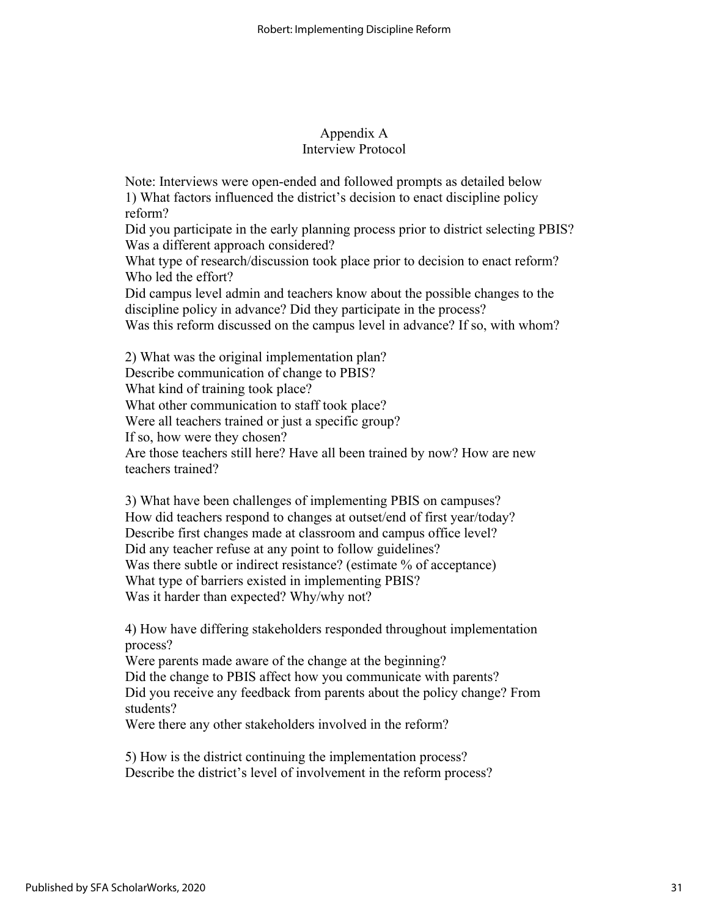# Appendix A
## Interview Protocol

Note: Interviews were open-ended and followed prompts as detailed below

1) What factors influenced the district's decision to enact discipline policy reform?
Did you participate in the early planning process prior to district selecting PBIS?
Was a different approach considered?
What type of research/discussion took place prior to decision to enact reform?
Who led the effort?
Did campus level admin and teachers know about the possible changes to the discipline policy in advance? Did they participate in the process?
Was this reform discussed on the campus level in advance? If so, with whom?

2) What was the original implementation plan?
Describe communication of change to PBIS?
What kind of training took place?
What other communication to staff took place?
Were all teachers trained or just a specific group?
If so, how were they chosen?
Are those teachers still here? Have all been trained by now? How are new teachers trained?

3) What have been challenges of implementing PBIS on campuses?
How did teachers respond to changes at outset/end of first year/today?
Describe first changes made at classroom and campus office level?
Did any teacher refuse at any point to follow guidelines?
Was there subtle or indirect resistance? (estimate % of acceptance)
What type of barriers existed in implementing PBIS?
Was it harder than expected? Why/why not?

4) How have differing stakeholders responded throughout implementation process?
Were parents made aware of the change at the beginning?
Did the change to PBIS affect how you communicate with parents?
Did you receive any feedback from parents about the policy change? From students?
Were there any other stakeholders involved in the reform?

5) How is the district continuing the implementation process?
Describe the district's level of involvement in the reform process?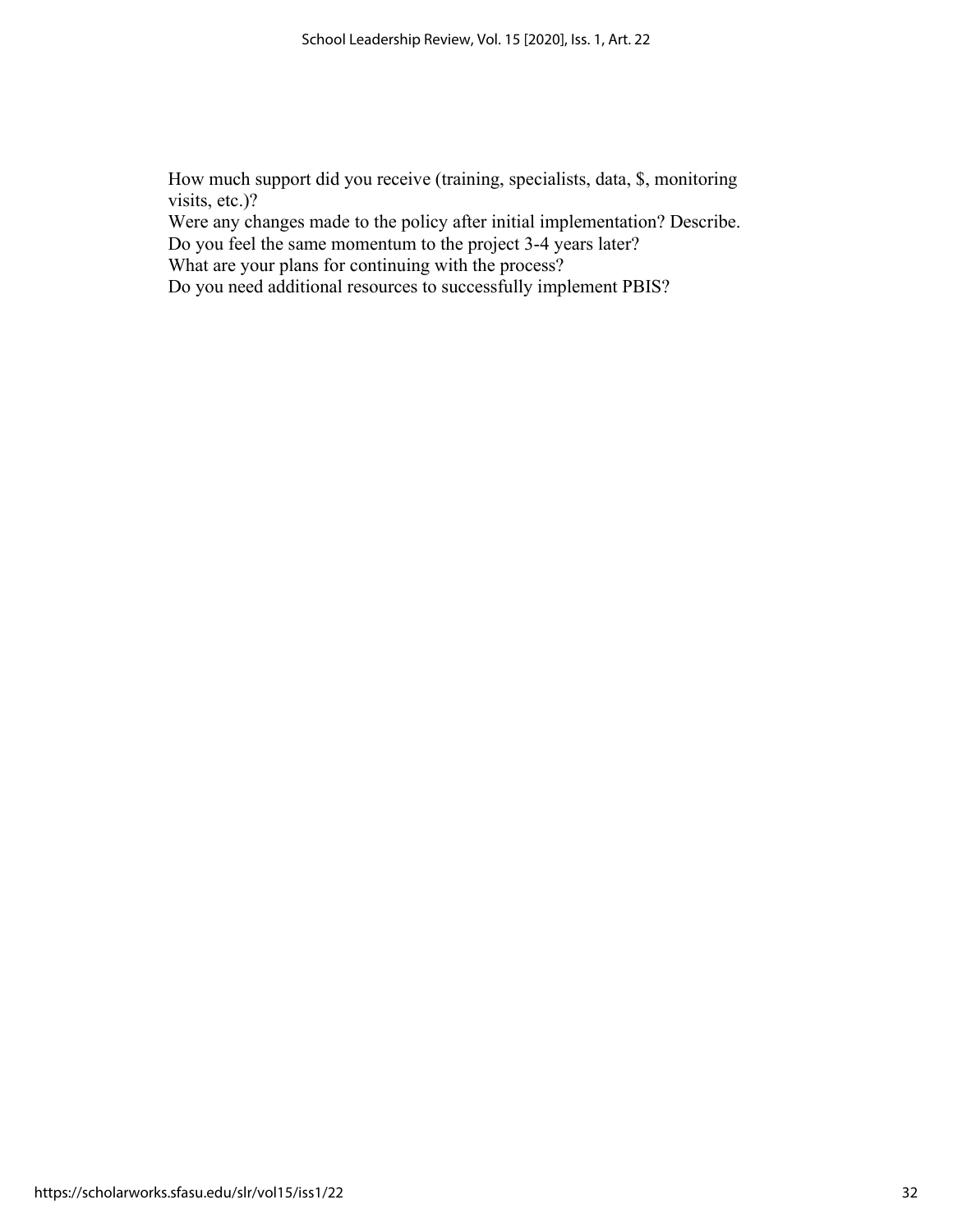How much support did you receive (training, specialists, data, $, monitoring visits, etc.)?

Were any changes made to the policy after initial implementation? Describe.

Do you feel the same momentum to the project 3-4 years later?

What are your plans for continuing with the process?

Do you need additional resources to successfully implement PBIS?